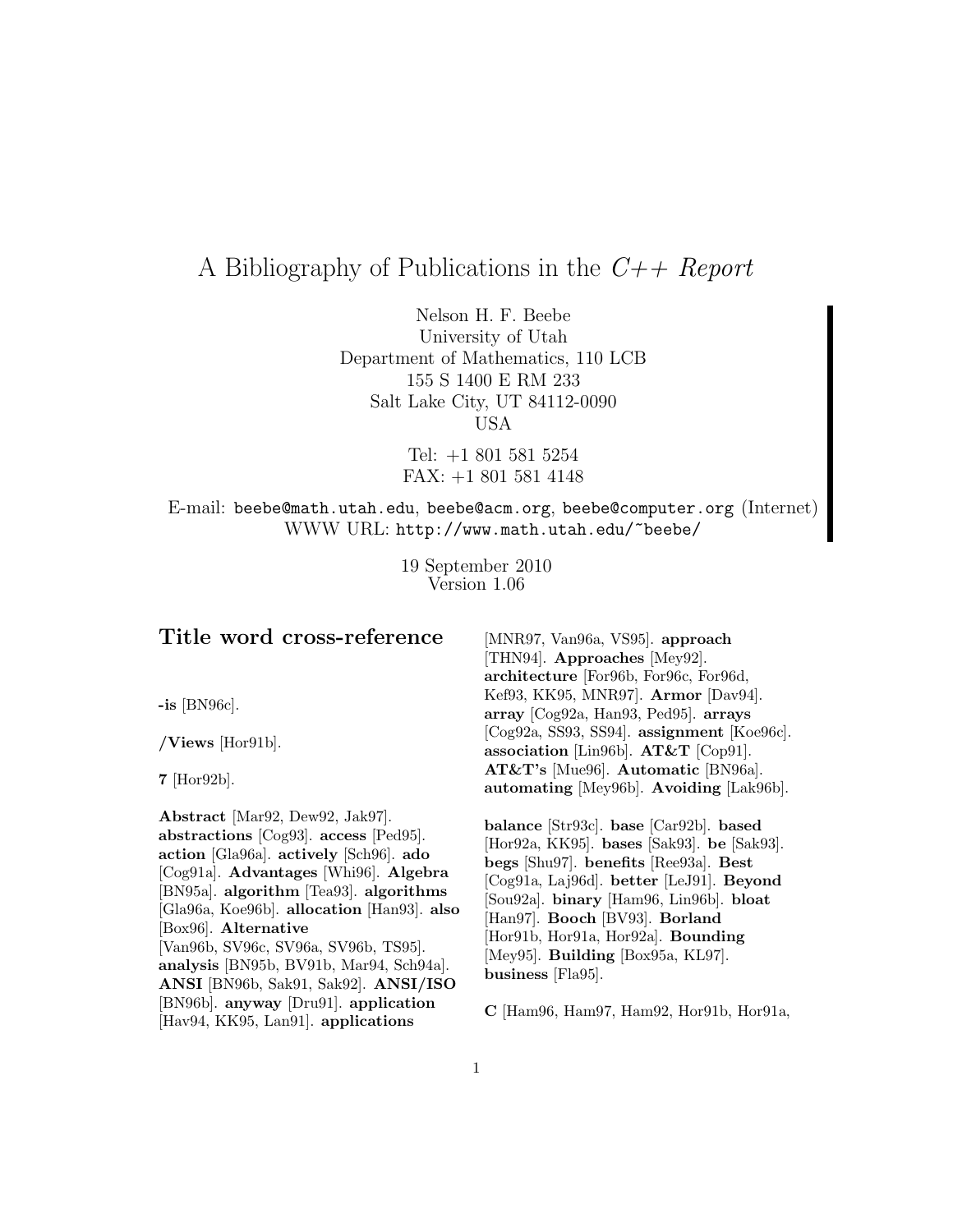# A Bibliography of Publications in the *C++ Report*

Nelson H. F. Beebe
University of Utah
Department of Mathematics, 110 LCB
155 S 1400 E RM 233
Salt Lake City, UT 84112-0090
USA

Tel: +1 801 581 5254
FAX: +1 801 581 4148

E-mail: `beebe@math.utah.edu`, `beebe@acm.org`, `beebe@computer.org` (Internet)
WWW URL: `http://www.math.utah.edu/~beebe/`

19 September 2010
Version 1.06

## Title word cross-reference

**-is** [BN96c].

**/Views** [Hor91b].

**7** [Hor92b].

**Abstract** [Mar92, Dew92, Jak97]. **abstractions** [Cog93]. **access** [Ped95]. **action** [Gla96a]. **actively** [Sch96]. **ado** [Cog91a]. **Advantages** [Whi96]. **Algebra** [BN95a]. **algorithm** [Tea93]. **algorithms** [Gla96a, Koe96b]. **allocation** [Han93]. **also** [Box96]. **Alternative** [Van96b, SV96c, SV96a, SV96b, TS95]. **analysis** [BN95b, BV91b, Mar94, Sch94a]. **ANSI** [BN96b, Sak91, Sak92]. **ANSI/ISO** [BN96b]. **anyway** [Dru91]. **application** [Hav94, KK95, Lan91]. **applications** [MNR97, Van96a, VS95]. **approach** [THN94]. **Approaches** [Mey92]. **architecture** [For96b, For96c, For96d, Kef93, KK95, MNR97]. **Armor** [Dav94]. **array** [Cog92a, Han93, Ped95]. **arrays** [Cog92a, SS93, SS94]. **assignment** [Koe96c]. **association** [Lin96b]. **AT&T** [Cop91]. **AT&T's** [Mue96]. **Automatic** [BN96a]. **automating** [Mey96b]. **Avoiding** [Lak96b].

**balance** [Str93c]. **base** [Car92b]. **based** [Hor92a, KK95]. **bases** [Sak93]. **be** [Sak93]. **begs** [Shu97]. **benefits** [Ree93a]. **Best** [Cog91a, Laj96d]. **better** [LeJ91]. **Beyond** [Sou92a]. **binary** [Ham96, Lin96b]. **bloat** [Han97]. **Booch** [BV93]. **Borland** [Hor91b, Hor91a, Hor92a]. **Bounding** [Mey95]. **Building** [Box95a, KL97]. **business** [Fla95].

**C** [Ham96, Ham97, Ham92, Hor91b, Hor91a,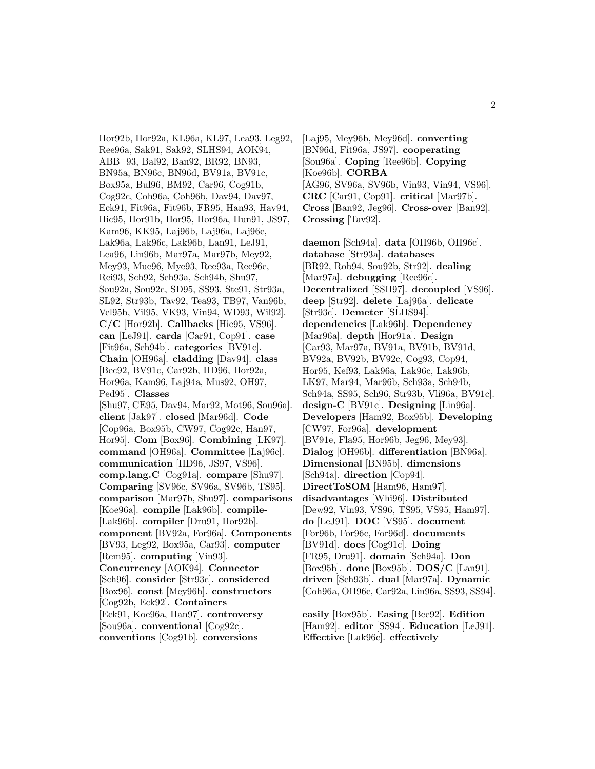Hor92b, Hor92a, KL96a, KL97, Lea93, Leg92, Ree96a, Sak91, Sak92, SLHS94, AOK94, ABB+93, Bal92, Ban92, BR92, BN93, BN95a, BN96c, BN96d, BV91a, BV91c, Box95a, Bul96, BM92, Car96, Cog91b, Cog92c, Coh96a, Coh96b, Dav94, Dav97, Eck91, Fit96a, Fit96b, FR95, Han93, Hav94, Hic95, Hor91b, Hor95, Hor96a, Hun91, JS97, Kam96, KK95, Laj96b, Laj96a, Laj96c, Lak96a, Lak96c, Lak96b, Lan91, LeJ91, Lea96, Lin96b, Mar97a, Mar97b, Mey92, Mey93, Mue96, Mye93, Ree93a, Ree96c, Rei93, Sch92, Sch93a, Sch94b, Shu97, Sou92a, Sou92c, SD95, SS93, Ste91, Str93a, SL92, Str93b, Tav92, Tea93, TB97, Van96b, Vel95b, Vil95, VK93, Vin94, WD93, Wil92]. **C/C** [Hor92b]. **Callbacks** [Hic95, VS96]. **can** [LeJ91]. **cards** [Car91, Cop91]. **case** [Fit96a, Sch94b]. **categories** [BV91c]. **Chain** [OH96a]. **cladding** [Dav94]. **class** [Bec92, BV91c, Car92b, HD96, Hor92a, Hor96a, Kam96, Laj94a, Mus92, OH97, Ped95]. **Classes** [Shu97, CE95, Dav94, Mar92, Mot96, Sou96a]. **client** [Jak97]. **closed** [Mar96d]. **Code** [Cop96a, Box95b, CW97, Cog92c, Han97, Hor95]. **Com** [Box96]. **Combining** [LK97]. **command** [OH96a]. **Committee** [Laj96c]. **communication** [HD96, JS97, VS96]. **comp.lang.C** [Cog91a]. **compare** [Shu97]. **Comparing** [SV96c, SV96a, SV96b, TS95]. **comparison** [Mar97b, Shu97]. **comparisons** [Koe96a]. **compile** [Lak96b]. **compile-** [Lak96b]. **compiler** [Dru91, Hor92b]. **component** [BV92a, For96a]. **Components** [BV93, Leg92, Box95a, Car93]. **computer** [Rem95]. **computing** [Vin93]. **Concurrency** [AOK94]. **Connector** [Sch96]. **consider** [Str93c]. **considered** [Box96]. **const** [Mey96b]. **constructors** [Cog92b, Eck92]. **Containers** [Eck91, Koe96a, Han97]. **controversy** [Sou96a]. **conventional** [Cog92c]. **conventions** [Cog91b]. **conversions** [Laj95, Mey96b, Mey96d]. **converting** [BN96d, Fit96a, JS97]. **cooperating** [Sou96a]. **Coping** [Ree96b]. **Copying** [Koe96b]. **CORBA** [AG96, SV96a, SV96b, Vin93, Vin94, VS96]. **CRC** [Car91, Cop91]. **critical** [Mar97b]. **Cross** [Ban92, Jeg96]. **Cross-over** [Ban92]. **Crossing** [Tav92].

**daemon** [Sch94a]. **data** [OH96b, OH96c]. **database** [Str93a]. **databases** [BR92, Rob94, Sou92b, Str92]. **dealing** [Mar97a]. **debugging** [Ree96c]. **Decentralized** [SSH97]. **decoupled** [VS96]. **deep** [Str92]. **delete** [Laj96a]. **delicate** [Str93c]. **Demeter** [SLHS94]. **dependencies** [Lak96b]. **Dependency** [Mar96a]. **depth** [Hor91a]. **Design** [Car93, Mar97a, BV91a, BV91b, BV91d, BV92a, BV92b, BV92c, Cog93, Cop94, Hor95, Kef93, Lak96a, Lak96c, Lak96b, LK97, Mar94, Mar96b, Sch93a, Sch94b, Sch94a, SS95, Sch96, Str93b, Vli96a, BV91c]. **design-C** [BV91c]. **Designing** [Lin96a]. **Developers** [Ham92, Box95b]. **Developing** [CW97, For96a]. **development** [BV91e, Fla95, Hor96b, Jeg96, Mey93]. **Dialog** [OH96b]. **differentiation** [BN96a]. **Dimensional** [BN95b]. **dimensions** [Sch94a]. **direction** [Cop94]. **DirectToSOM** [Ham96, Ham97]. **disadvantages** [Whi96]. **Distributed** [Dew92, Vin93, VS96, TS95, VS95, Ham97]. **do** [LeJ91]. **DOC** [VS95]. **document** [For96b, For96c, For96d]. **documents** [BV91d]. **does** [Cog91c]. **Doing** [FR95, Dru91]. **domain** [Sch94a]. **Don** [Box95b]. **done** [Box95b]. **DOS/C** [Lan91]. **driven** [Sch93b]. **dual** [Mar97a]. **Dynamic** [Coh96a, OH96c, Car92a, Lin96a, SS93, SS94].

**easily** [Box95b]. **Easing** [Bec92]. **Edition** [Ham92]. **editor** [SS94]. **Education** [LeJ91]. **Effective** [Lak96c]. **effectively**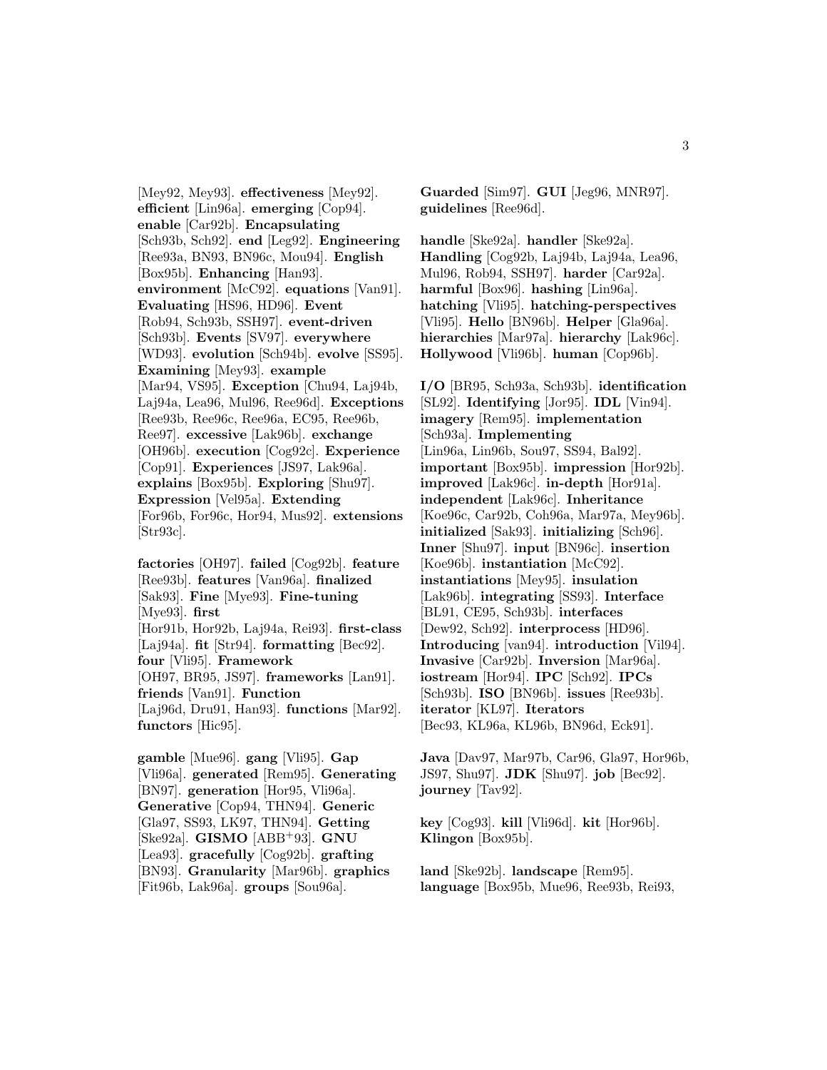[Mey92, Mey93]. **effectiveness** [Mey92]. **efficient** [Lin96a]. **emerging** [Cop94]. **enable** [Car92b]. **Encapsulating** [Sch93b, Sch92]. **end** [Leg92]. **Engineering** [Ree93a, BN93, BN96c, Mou94]. **English** [Box95b]. **Enhancing** [Han93]. **environment** [McC92]. **equations** [Van91]. **Evaluating** [HS96, HD96]. **Event** [Rob94, Sch93b, SSH97]. **event-driven** [Sch93b]. **Events** [SV97]. **everywhere** [WD93]. **evolution** [Sch94b]. **evolve** [SS95]. **Examining** [Mey93]. **example** [Mar94, VS95]. **Exception** [Chu94, Laj94b, Laj94a, Lea96, Mul96, Ree96d]. **Exceptions** [Ree93b, Ree96c, Ree96a, EC95, Ree96b, Ree97]. **excessive** [Lak96b]. **exchange** [OH96b]. **execution** [Cog92c]. **Experience** [Cop91]. **Experiences** [JS97, Lak96a]. **explains** [Box95b]. **Exploring** [Shu97]. **Expression** [Vel95a]. **Extending** [For96b, For96c, Hor94, Mus92]. **extensions** [Str93c].

**factories** [OH97]. **failed** [Cog92b]. **feature** [Ree93b]. **features** [Van96a]. **finalized** [Sak93]. **Fine** [Mye93]. **Fine-tuning** [Mye93]. **first** [Hor91b, Hor92b, Laj94a, Rei93]. **first-class** [Laj94a]. **fit** [Str94]. **formatting** [Bec92]. **four** [Vli95]. **Framework** [OH97, BR95, JS97]. **frameworks** [Lan91]. **friends** [Van91]. **Function** [Laj96d, Dru91, Han93]. **functions** [Mar92]. **functors** [Hic95].

**gamble** [Mue96]. **gang** [Vli95]. **Gap** [Vli96a]. **generated** [Rem95]. **Generating** [BN97]. **generation** [Hor95, Vli96a]. **Generative** [Cop94, THN94]. **Generic** [Gla97, SS93, LK97, THN94]. **Getting** [Ske92a]. **GISMO** [ABB+93]. **GNU** [Lea93]. **gracefully** [Cog92b]. **grafting** [BN93]. **Granularity** [Mar96b]. **graphics** [Fit96b, Lak96a]. **groups** [Sou96a].

**Guarded** [Sim97]. **GUI** [Jeg96, MNR97]. **guidelines** [Ree96d].

**handle** [Ske92a]. **handler** [Ske92a]. **Handling** [Cog92b, Laj94b, Laj94a, Lea96, Mul96, Rob94, SSH97]. **harder** [Car92a]. **harmful** [Box96]. **hashing** [Lin96a]. **hatching** [Vli95]. **hatching-perspectives** [Vli95]. **Hello** [BN96b]. **Helper** [Gla96a]. **hierarchies** [Mar97a]. **hierarchy** [Lak96c]. **Hollywood** [Vli96b]. **human** [Cop96b].

**I/O** [BR95, Sch93a, Sch93b]. **identification** [SL92]. **Identifying** [Jor95]. **IDL** [Vin94]. **imagery** [Rem95]. **implementation** [Sch93a]. **Implementing** [Lin96a, Lin96b, Sou97, SS94, Bal92]. **important** [Box95b]. **impression** [Hor92b]. **improved** [Lak96c]. **in-depth** [Hor91a]. **independent** [Lak96c]. **Inheritance** [Koe96c, Car92b, Coh96a, Mar97a, Mey96b]. **initialized** [Sak93]. **initializing** [Sch96]. **Inner** [Shu97]. **input** [BN96c]. **insertion** [Koe96b]. **instantiation** [McC92]. **instantiations** [Mey95]. **insulation** [Lak96b]. **integrating** [SS93]. **Interface** [BL91, CE95, Sch93b]. **interfaces** [Dew92, Sch92]. **interprocess** [HD96]. **Introducing** [van94]. **introduction** [Vil94]. **Invasive** [Car92b]. **Inversion** [Mar96a]. **iostream** [Hor94]. **IPC** [Sch92]. **IPCs** [Sch93b]. **ISO** [BN96b]. **issues** [Ree93b]. **iterator** [KL97]. **Iterators** [Bec93, KL96a, KL96b, BN96d, Eck91].

**Java** [Dav97, Mar97b, Car96, Gla97, Hor96b, JS97, Shu97]. **JDK** [Shu97]. **job** [Bec92]. **journey** [Tav92].

**key** [Cog93]. **kill** [Vli96d]. **kit** [Hor96b]. **Klingon** [Box95b].

**land** [Ske92b]. **landscape** [Rem95]. **language** [Box95b, Mue96, Ree93b, Rei93,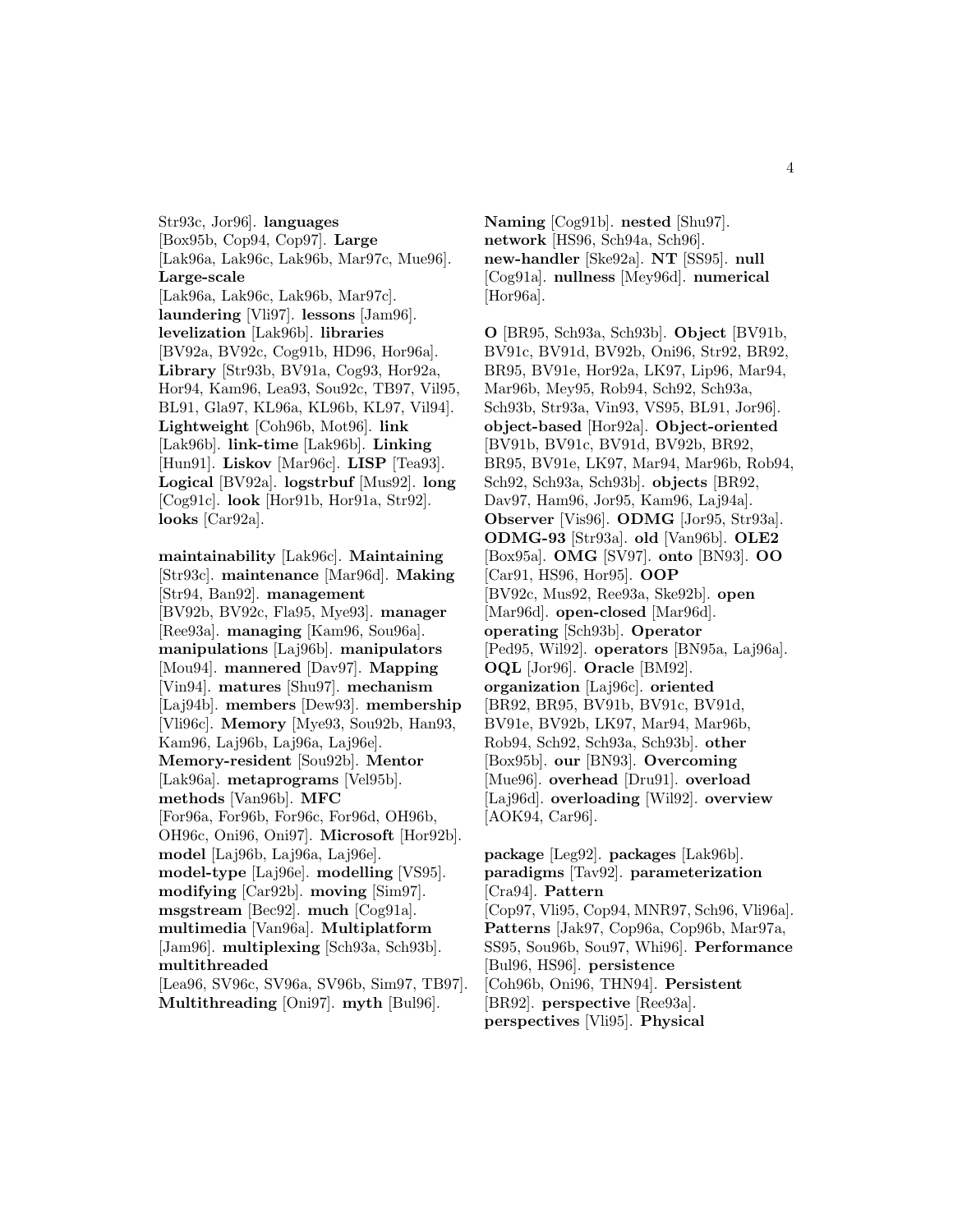Str93c, Jor96]. **languages** [Box95b, Cop94, Cop97]. **Large** [Lak96a, Lak96c, Lak96b, Mar97c, Mue96]. **Large-scale** [Lak96a, Lak96c, Lak96b, Mar97c]. **laundering** [Vli97]. **lessons** [Jam96]. **levelization** [Lak96b]. **libraries** [BV92a, BV92c, Cog91b, HD96, Hor96a]. **Library** [Str93b, BV91a, Cog93, Hor92a, Hor94, Kam96, Lea93, Sou92c, TB97, Vil95, BL91, Gla97, KL96a, KL96b, KL97, Vil94]. **Lightweight** [Coh96b, Mot96]. **link** [Lak96b]. **link-time** [Lak96b]. **Linking** [Hun91]. **Liskov** [Mar96c]. **LISP** [Tea93]. **Logical** [BV92a]. **logstrbuf** [Mus92]. **long** [Cog91c]. **look** [Hor91b, Hor91a, Str92]. **looks** [Car92a].

**maintainability** [Lak96c]. **Maintaining** [Str93c]. **maintenance** [Mar96d]. **Making** [Str94, Ban92]. **management** [BV92b, BV92c, Fla95, Mye93]. **manager** [Ree93a]. **managing** [Kam96, Sou96a]. **manipulations** [Laj96b]. **manipulators** [Mou94]. **mannered** [Dav97]. **Mapping** [Vin94]. **matures** [Shu97]. **mechanism** [Laj94b]. **members** [Dew93]. **membership** [Vli96c]. **Memory** [Mye93, Sou92b, Han93, Kam96, Laj96b, Laj96a, Laj96e]. **Memory-resident** [Sou92b]. **Mentor** [Lak96a]. **metaprograms** [Vel95b]. **methods** [Van96b]. **MFC** [For96a, For96b, For96c, For96d, OH96b, OH96c, Oni96, Oni97]. **Microsoft** [Hor92b]. **model** [Laj96b, Laj96a, Laj96e]. **model-type** [Laj96e]. **modelling** [VS95]. **modifying** [Car92b]. **moving** [Sim97]. **msgstream** [Bec92]. **much** [Cog91a]. **multimedia** [Van96a]. **Multiplatform** [Jam96]. **multiplexing** [Sch93a, Sch93b]. **multithreaded** [Lea96, SV96c, SV96a, SV96b, Sim97, TB97]. **Multithreading** [Oni97]. **myth** [Bul96].

**Naming** [Cog91b]. **nested** [Shu97]. **network** [HS96, Sch94a, Sch96]. **new-handler** [Ske92a]. **NT** [SS95]. **null** [Cog91a]. **nullness** [Mey96d]. **numerical** [Hor96a].

**O** [BR95, Sch93a, Sch93b]. **Object** [BV91b, BV91c, BV91d, BV92b, Oni96, Str92, BR92, BR95, BV91e, Hor92a, LK97, Lip96, Mar94, Mar96b, Mey95, Rob94, Sch92, Sch93a, Sch93b, Str93a, Vin93, VS95, BL91, Jor96]. **object-based** [Hor92a]. **Object-oriented** [BV91b, BV91c, BV91d, BV92b, BR92, BR95, BV91e, LK97, Mar94, Mar96b, Rob94, Sch92, Sch93a, Sch93b]. **objects** [BR92, Dav97, Ham96, Jor95, Kam96, Laj94a]. **Observer** [Vis96]. **ODMG** [Jor95, Str93a]. **ODMG-93** [Str93a]. **old** [Van96b]. **OLE2** [Box95a]. **OMG** [SV97]. **onto** [BN93]. **OO** [Car91, HS96, Hor95]. **OOP** [BV92c, Mus92, Ree93a, Ske92b]. **open** [Mar96d]. **open-closed** [Mar96d]. **operating** [Sch93b]. **Operator** [Ped95, Wil92]. **operators** [BN95a, Laj96a]. **OQL** [Jor96]. **Oracle** [BM92]. **organization** [Laj96c]. **oriented** [BR92, BR95, BV91b, BV91c, BV91d, BV91e, BV92b, LK97, Mar94, Mar96b, Rob94, Sch92, Sch93a, Sch93b]. **other** [Box95b]. **our** [BN93]. **Overcoming** [Mue96]. **overhead** [Dru91]. **overload** [Laj96d]. **overloading** [Wil92]. **overview** [AOK94, Car96].

**package** [Leg92]. **packages** [Lak96b]. **paradigms** [Tav92]. **parameterization** [Cra94]. **Pattern** [Cop97, Vli95, Cop94, MNR97, Sch96, Vli96a]. **Patterns** [Jak97, Cop96a, Cop96b, Mar97a, SS95, Sou96b, Sou97, Whi96]. **Performance** [Bul96, HS96]. **persistence** [Coh96b, Oni96, THN94]. **Persistent** [BR92]. **perspective** [Ree93a]. **perspectives** [Vli95]. **Physical**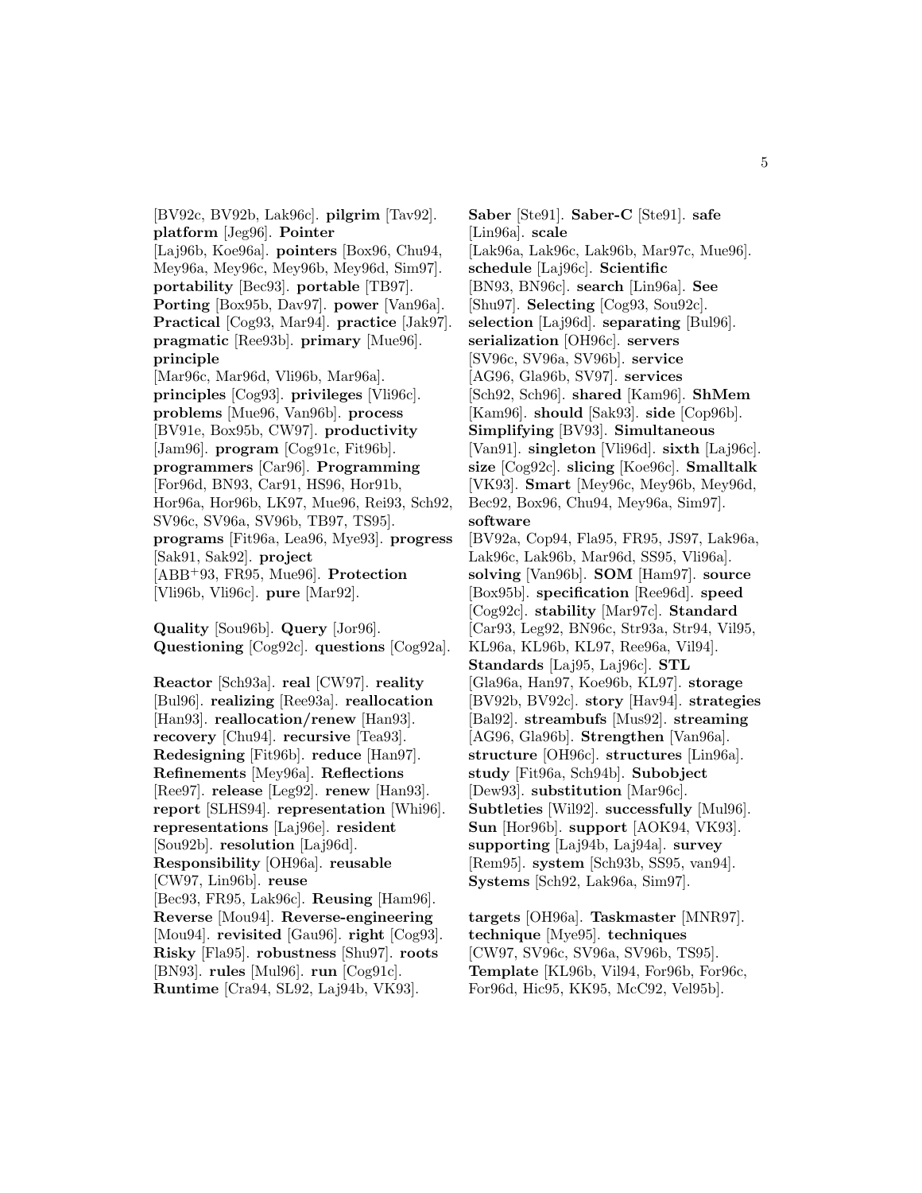[BV92c, BV92b, Lak96c]. **pilgrim** [Tav92]. **platform** [Jeg96]. **Pointer** [Laj96b, Koe96a]. **pointers** [Box96, Chu94, Mey96a, Mey96c, Mey96b, Mey96d, Sim97]. **portability** [Bec93]. **portable** [TB97]. **Porting** [Box95b, Dav97]. **power** [Van96a]. **Practical** [Cog93, Mar94]. **practice** [Jak97]. **pragmatic** [Ree93b]. **primary** [Mue96]. **principle** [Mar96c, Mar96d, Vli96b, Mar96a]. **principles** [Cog93]. **privileges** [Vli96c]. **problems** [Mue96, Van96b]. **process** [BV91e, Box95b, CW97]. **productivity** [Jam96]. **program** [Cog91c, Fit96b]. **programmers** [Car96]. **Programming** [For96d, BN93, Car91, HS96, Hor91b, Hor96a, Hor96b, LK97, Mue96, Rei93, Sch92, SV96c, SV96a, SV96b, TB97, TS95]. **programs** [Fit96a, Lea96, Mye93]. **progress** [Sak91, Sak92]. **project** [ABB+93, FR95, Mue96]. **Protection** [Vli96b, Vli96c]. **pure** [Mar92].

**Quality** [Sou96b]. **Query** [Jor96]. **Questioning** [Cog92c]. **questions** [Cog92a].

**Reactor** [Sch93a]. **real** [CW97]. **reality** [Bul96]. **realizing** [Ree93a]. **reallocation** [Han93]. **reallocation/renew** [Han93]. **recovery** [Chu94]. **recursive** [Tea93]. **Redesigning** [Fit96b]. **reduce** [Han97]. **Refinements** [Mey96a]. **Reflections** [Ree97]. **release** [Leg92]. **renew** [Han93]. **report** [SLHS94]. **representation** [Whi96]. **representations** [Laj96e]. **resident** [Sou92b]. **resolution** [Laj96d]. **Responsibility** [OH96a]. **reusable** [CW97, Lin96b]. **reuse** [Bec93, FR95, Lak96c]. **Reusing** [Ham96]. **Reverse** [Mou94]. **Reverse-engineering** [Mou94]. **revisited** [Gau96]. **right** [Cog93]. **Risky** [Fla95]. **robustness** [Shu97]. **roots** [BN93]. **rules** [Mul96]. **run** [Cog91c]. **Runtime** [Cra94, SL92, Laj94b, VK93].

**Saber** [Ste91]. **Saber-C** [Ste91]. **safe** [Lin96a]. **scale** [Lak96a, Lak96c, Lak96b, Mar97c, Mue96]. **schedule** [Laj96c]. **Scientific** [BN93, BN96c]. **search** [Lin96a]. **See** [Shu97]. **Selecting** [Cog93, Sou92c]. **selection** [Laj96d]. **separating** [Bul96]. **serialization** [OH96c]. **servers** [SV96c, SV96a, SV96b]. **service** [AG96, Gla96b, SV97]. **services** [Sch92, Sch96]. **shared** [Kam96]. **ShMem** [Kam96]. **should** [Sak93]. **side** [Cop96b]. **Simplifying** [BV93]. **Simultaneous** [Van91]. **singleton** [Vli96d]. **sixth** [Laj96c]. **size** [Cog92c]. **slicing** [Koe96c]. **Smalltalk** [VK93]. **Smart** [Mey96c, Mey96b, Mey96d, Bec92, Box96, Chu94, Mey96a, Sim97]. **software** [BV92a, Cop94, Fla95, FR95, JS97, Lak96a, Lak96c, Lak96b, Mar96d, SS95, Vli96a]. **solving** [Van96b]. **SOM** [Ham97]. **source** [Box95b]. **specification** [Ree96d]. **speed** [Cog92c]. **stability** [Mar97c]. **Standard** [Car93, Leg92, BN96c, Str93a, Str94, Vil95, KL96a, KL96b, KL97, Ree96a, Vil94]. **Standards** [Laj95, Laj96c]. **STL** [Gla96a, Han97, Koe96b, KL97]. **storage** [BV92b, BV92c]. **story** [Hav94]. **strategies** [Bal92]. **streambufs** [Mus92]. **streaming** [AG96, Gla96b]. **Strengthen** [Van96a]. **structure** [OH96c]. **structures** [Lin96a]. **study** [Fit96a, Sch94b]. **Subobject** [Dew93]. **substitution** [Mar96c]. **Subtleties** [Wil92]. **successfully** [Mul96]. **Sun** [Hor96b]. **support** [AOK94, VK93]. **supporting** [Laj94b, Laj94a]. **survey** [Rem95]. **system** [Sch93b, SS95, van94]. **Systems** [Sch92, Lak96a, Sim97].

**targets** [OH96a]. **Taskmaster** [MNR97]. **technique** [Mye95]. **techniques** [CW97, SV96c, SV96a, SV96b, TS95]. **Template** [KL96b, Vil94, For96b, For96c, For96d, Hic95, KK95, McC92, Vel95b].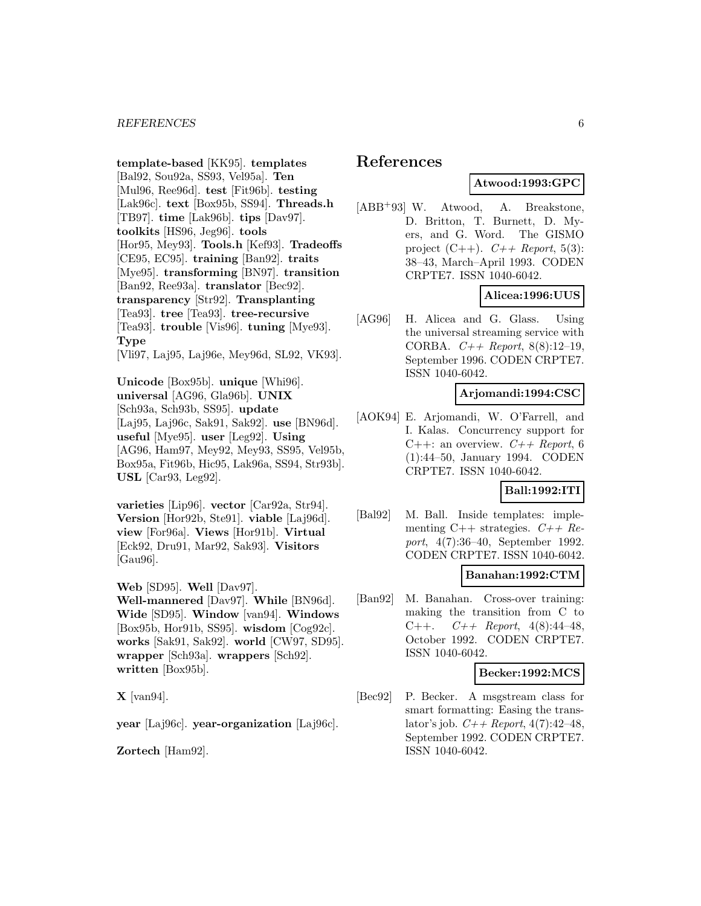**template-based** [KK95]. **templates** [Bal92, Sou92a, SS93, Vel95a]. **Ten** [Mul96, Ree96d]. **test** [Fit96b]. **testing** [Lak96c]. **text** [Box95b, SS94]. **Threads.h** [TB97]. **time** [Lak96b]. **tips** [Dav97]. **toolkits** [HS96, Jeg96]. **tools** [Hor95, Mey93]. **Tools.h** [Kef93]. **Tradeoffs** [CE95, EC95]. **training** [Ban92]. **traits** [Mye95]. **transforming** [BN97]. **transition** [Ban92, Ree93a]. **translator** [Bec92]. **transparency** [Str92]. **Transplanting** [Tea93]. **tree** [Tea93]. **tree-recursive** [Tea93]. **trouble** [Vis96]. **tuning** [Mye93]. **Type** [Vli97, Laj95, Laj96e, Mey96d, SL92, VK93].

**Unicode** [Box95b]. **unique** [Whi96]. **universal** [AG96, Gla96b]. **UNIX** [Sch93a, Sch93b, SS95]. **update** [Laj95, Laj96c, Sak91, Sak92]. **use** [BN96d]. **useful** [Mye95]. **user** [Leg92]. **Using** [AG96, Ham97, Mey92, Mey93, SS95, Vel95b, Box95a, Fit96b, Hic95, Lak96a, SS94, Str93b]. **USL** [Car93, Leg92].

**varieties** [Lip96]. **vector** [Car92a, Str94]. **Version** [Hor92b, Ste91]. **viable** [Laj96d]. **view** [For96a]. **Views** [Hor91b]. **Virtual** [Eck92, Dru91, Mar92, Sak93]. **Visitors** [Gau96].

**Web** [SD95]. **Well** [Dav97]. **Well-mannered** [Dav97]. **While** [BN96d]. **Wide** [SD95]. **Window** [van94]. **Windows** [Box95b, Hor91b, SS95]. **wisdom** [Cog92c]. **works** [Sak91, Sak92]. **world** [CW97, SD95]. **wrapper** [Sch93a]. **wrappers** [Sch92]. **written** [Box95b].

**X** [van94].

**year** [Laj96c]. **year-organization** [Laj96c].

**Zortech** [Ham92].

# References

**Atwood:1993:GPC**

[ABB+93] W. Atwood, A. Breakstone, D. Britton, T. Burnett, D. Myers, and G. Word. The GISMO project (C++). *C++ Report*, 5(3): 38–43, March–April 1993. CODEN CRPTE7. ISSN 1040-6042.

**Alicea:1996:UUS**

[AG96] H. Alicea and G. Glass. Using the universal streaming service with CORBA. *C++ Report*, 8(8):12–19, September 1996. CODEN CRPTE7. ISSN 1040-6042.

**Arjomandi:1994:CSC**

[AOK94] E. Arjomandi, W. O'Farrell, and I. Kalas. Concurrency support for C++: an overview. *C++ Report*, 6 (1):44–50, January 1994. CODEN CRPTE7. ISSN 1040-6042.

**Ball:1992:ITI**

[Bal92] M. Ball. Inside templates: implementing C++ strategies. *C++ Report*, 4(7):36–40, September 1992. CODEN CRPTE7. ISSN 1040-6042.

**Banahan:1992:CTM**

[Ban92] M. Banahan. Cross-over training: making the transition from C to C++. *C++ Report*, 4(8):44–48, October 1992. CODEN CRPTE7. ISSN 1040-6042.

**Becker:1992:MCS**

[Bec92] P. Becker. A msgstream class for smart formatting: Easing the translator's job. *C++ Report*, 4(7):42–48, September 1992. CODEN CRPTE7. ISSN 1040-6042.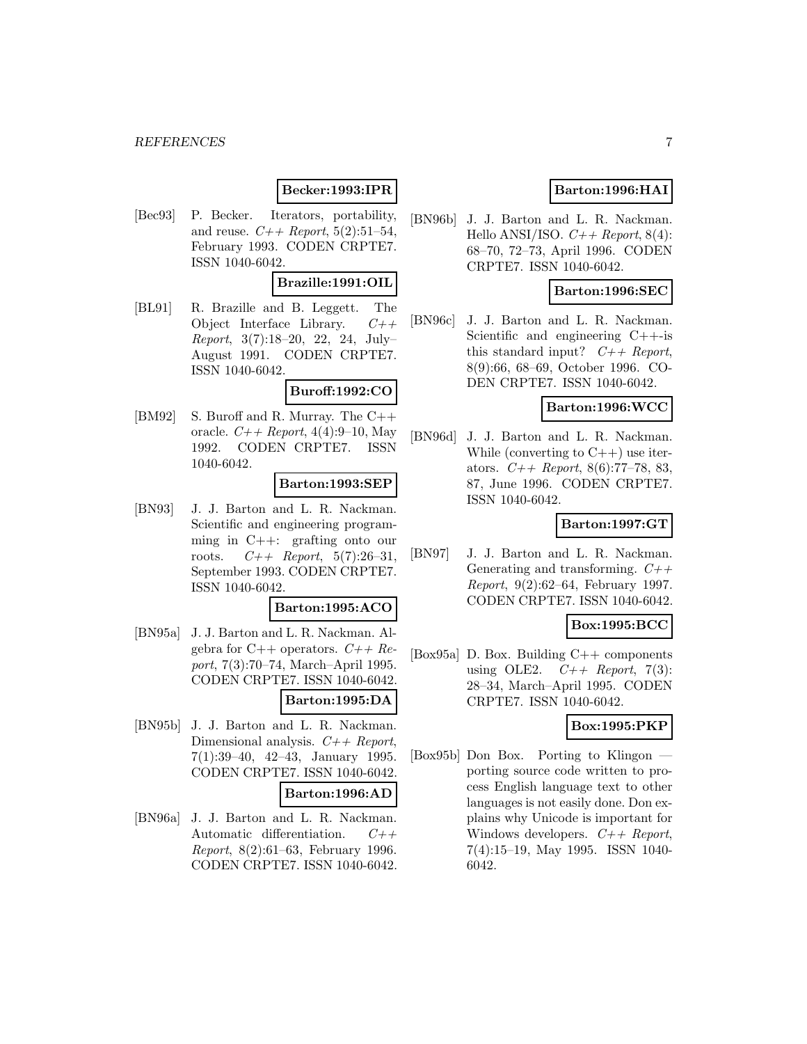**Becker:1993:IPR**

[Bec93] P. Becker. Iterators, portability, and reuse. *C++ Report*, 5(2):51–54, February 1993. CODEN CRPTE7. ISSN 1040-6042.

**Brazille:1991:OIL**

[BL91] R. Brazille and B. Leggett. The Object Interface Library. *C++ Report*, 3(7):18–20, 22, 24, July–August 1991. CODEN CRPTE7. ISSN 1040-6042.

**Buroff:1992:CO**

[BM92] S. Buroff and R. Murray. The C++ oracle. *C++ Report*, 4(4):9–10, May 1992. CODEN CRPTE7. ISSN 1040-6042.

**Barton:1993:SEP**

[BN93] J. J. Barton and L. R. Nackman. Scientific and engineering programming in C++: grafting onto our roots. *C++ Report*, 5(7):26–31, September 1993. CODEN CRPTE7. ISSN 1040-6042.

**Barton:1995:ACO**

[BN95a] J. J. Barton and L. R. Nackman. Algebra for C++ operators. *C++ Report*, 7(3):70–74, March–April 1995. CODEN CRPTE7. ISSN 1040-6042.

**Barton:1995:DA**

[BN95b] J. J. Barton and L. R. Nackman. Dimensional analysis. *C++ Report*, 7(1):39–40, 42–43, January 1995. CODEN CRPTE7. ISSN 1040-6042.

**Barton:1996:AD**

[BN96a] J. J. Barton and L. R. Nackman. Automatic differentiation. *C++ Report*, 8(2):61–63, February 1996. CODEN CRPTE7. ISSN 1040-6042.

**Barton:1996:HAI**

[BN96b] J. J. Barton and L. R. Nackman. Hello ANSI/ISO. *C++ Report*, 8(4): 68–70, 72–73, April 1996. CODEN CRPTE7. ISSN 1040-6042.

**Barton:1996:SEC**

[BN96c] J. J. Barton and L. R. Nackman. Scientific and engineering C++-is this standard input? *C++ Report*, 8(9):66, 68–69, October 1996. CODEN CRPTE7. ISSN 1040-6042.

**Barton:1996:WCC**

[BN96d] J. J. Barton and L. R. Nackman. While (converting to C++) use iterators. *C++ Report*, 8(6):77–78, 83, 87, June 1996. CODEN CRPTE7. ISSN 1040-6042.

**Barton:1997:GT**

[BN97] J. J. Barton and L. R. Nackman. Generating and transforming. *C++ Report*, 9(2):62–64, February 1997. CODEN CRPTE7. ISSN 1040-6042.

**Box:1995:BCC**

[Box95a] D. Box. Building C++ components using OLE2. *C++ Report*, 7(3): 28–34, March–April 1995. CODEN CRPTE7. ISSN 1040-6042.

**Box:1995:PKP**

[Box95b] Don Box. Porting to Klingon — porting source code written to process English language text to other languages is not easily done. Don explains why Unicode is important for Windows developers. *C++ Report*, 7(4):15–19, May 1995. ISSN 1040-6042.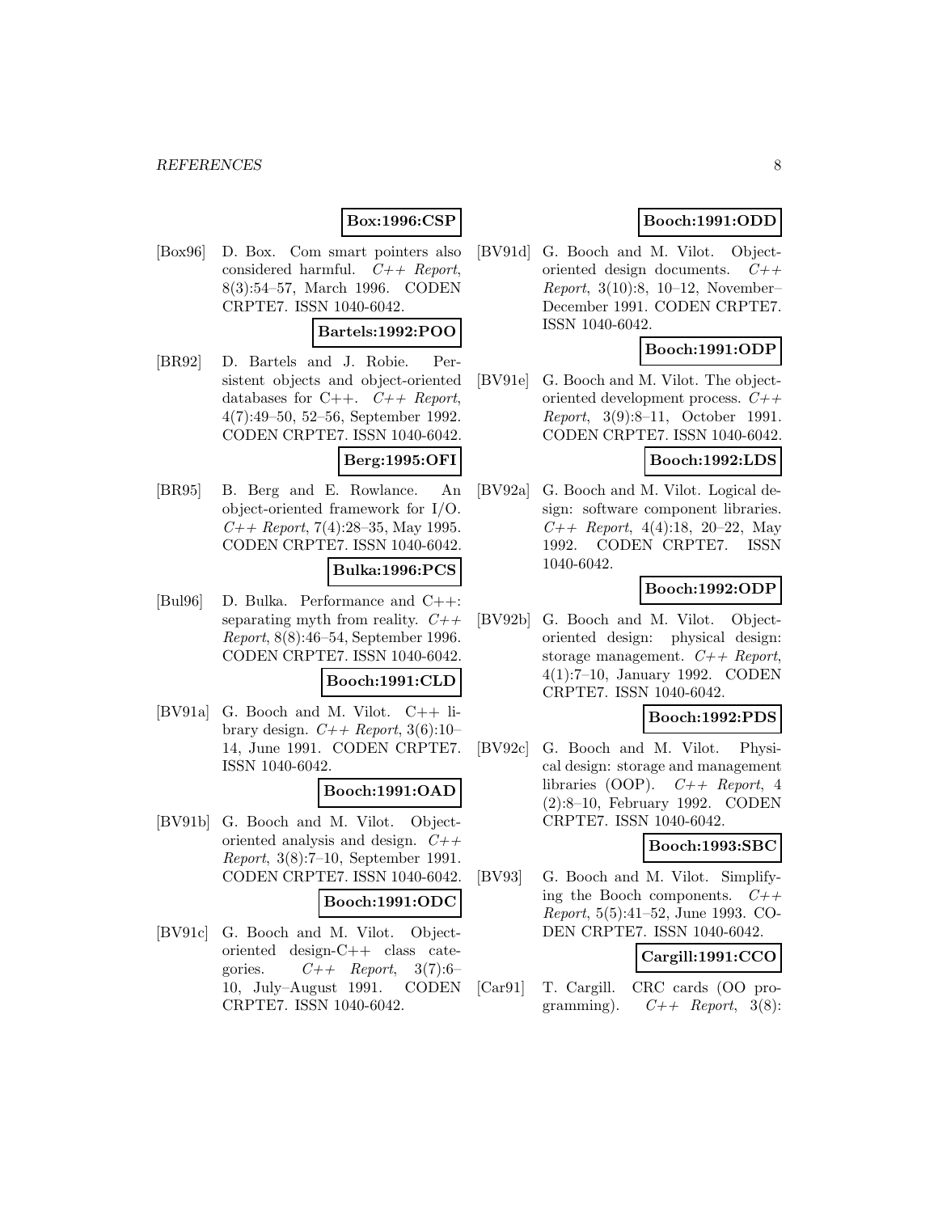**Box:1996:CSP**

[Box96] D. Box. Com smart pointers also considered harmful. *C++ Report*, 8(3):54–57, March 1996. CODEN CRPTE7. ISSN 1040-6042.

**Bartels:1992:POO**

[BR92] D. Bartels and J. Robie. Persistent objects and object-oriented databases for C++. *C++ Report*, 4(7):49–50, 52–56, September 1992. CODEN CRPTE7. ISSN 1040-6042.

**Berg:1995:OFI**

[BR95] B. Berg and E. Rowlance. An object-oriented framework for I/O. *C++ Report*, 7(4):28–35, May 1995. CODEN CRPTE7. ISSN 1040-6042.

**Bulka:1996:PCS**

[Bul96] D. Bulka. Performance and C++: separating myth from reality. *C++ Report*, 8(8):46–54, September 1996. CODEN CRPTE7. ISSN 1040-6042.

**Booch:1991:CLD**

[BV91a] G. Booch and M. Vilot. C++ library design. *C++ Report*, 3(6):10–14, June 1991. CODEN CRPTE7. ISSN 1040-6042.

**Booch:1991:OAD**

[BV91b] G. Booch and M. Vilot. Object-oriented analysis and design. *C++ Report*, 3(8):7–10, September 1991. CODEN CRPTE7. ISSN 1040-6042.

**Booch:1991:ODC**

[BV91c] G. Booch and M. Vilot. Object-oriented design-C++ class categories. *C++ Report*, 3(7):6–10, July–August 1991. CODEN CRPTE7. ISSN 1040-6042.

**Booch:1991:ODD**

[BV91d] G. Booch and M. Vilot. Object-oriented design documents. *C++ Report*, 3(10):8, 10–12, November–December 1991. CODEN CRPTE7. ISSN 1040-6042.

**Booch:1991:ODP**

[BV91e] G. Booch and M. Vilot. The object-oriented development process. *C++ Report*, 3(9):8–11, October 1991. CODEN CRPTE7. ISSN 1040-6042.

**Booch:1992:LDS**

[BV92a] G. Booch and M. Vilot. Logical design: software component libraries. *C++ Report*, 4(4):18, 20–22, May 1992. CODEN CRPTE7. ISSN 1040-6042.

**Booch:1992:ODP**

[BV92b] G. Booch and M. Vilot. Object-oriented design: physical design: storage management. *C++ Report*, 4(1):7–10, January 1992. CODEN CRPTE7. ISSN 1040-6042.

**Booch:1992:PDS**

[BV92c] G. Booch and M. Vilot. Physical design: storage and management libraries (OOP). *C++ Report*, 4 (2):8–10, February 1992. CODEN CRPTE7. ISSN 1040-6042.

**Booch:1993:SBC**

[BV93] G. Booch and M. Vilot. Simplifying the Booch components. *C++ Report*, 5(5):41–52, June 1993. CODEN CRPTE7. ISSN 1040-6042.

**Cargill:1991:CCO**

[Car91] T. Cargill. CRC cards (OO programming). *C++ Report*, 3(8):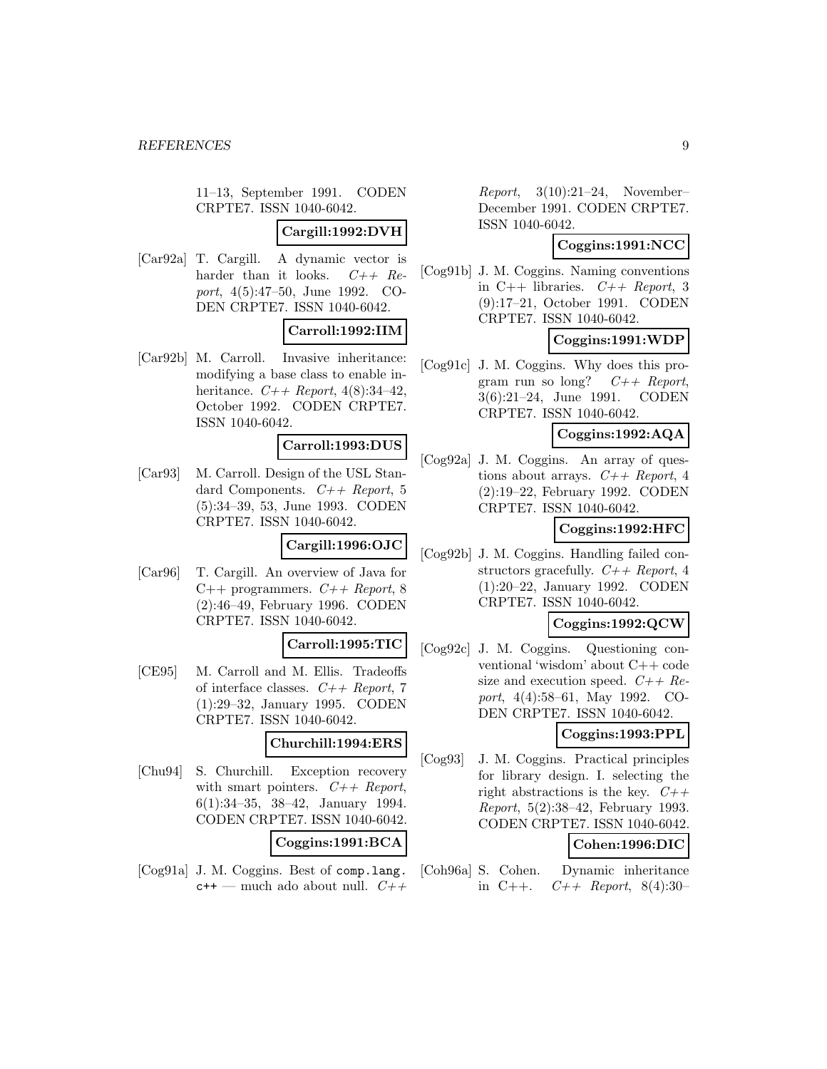11–13, September 1991. CODEN CRPTE7. ISSN 1040-6042.

**Cargill:1992:DVH**

[Car92a] T. Cargill. A dynamic vector is harder than it looks. *C++ Report*, 4(5):47–50, June 1992. CODEN CRPTE7. ISSN 1040-6042.

**Carroll:1992:IIM**

[Car92b] M. Carroll. Invasive inheritance: modifying a base class to enable inheritance. *C++ Report*, 4(8):34–42, October 1992. CODEN CRPTE7. ISSN 1040-6042.

**Carroll:1993:DUS**

[Car93] M. Carroll. Design of the USL Standard Components. *C++ Report*, 5 (5):34–39, 53, June 1993. CODEN CRPTE7. ISSN 1040-6042.

**Cargill:1996:OJC**

[Car96] T. Cargill. An overview of Java for C++ programmers. *C++ Report*, 8 (2):46–49, February 1996. CODEN CRPTE7. ISSN 1040-6042.

**Carroll:1995:TIC**

[CE95] M. Carroll and M. Ellis. Tradeoffs of interface classes. *C++ Report*, 7 (1):29–32, January 1995. CODEN CRPTE7. ISSN 1040-6042.

**Churchill:1994:ERS**

[Chu94] S. Churchill. Exception recovery with smart pointers. *C++ Report*, 6(1):34–35, 38–42, January 1994. CODEN CRPTE7. ISSN 1040-6042.

**Coggins:1991:BCA**

[Cog91a] J. M. Coggins. Best of `comp.lang.c++` — much ado about null. *C++ Report*, 3(10):21–24, November–December 1991. CODEN CRPTE7. ISSN 1040-6042.

**Coggins:1991:NCC**

[Cog91b] J. M. Coggins. Naming conventions in C++ libraries. *C++ Report*, 3 (9):17–21, October 1991. CODEN CRPTE7. ISSN 1040-6042.

**Coggins:1991:WDP**

[Cog91c] J. M. Coggins. Why does this program run so long? *C++ Report*, 3(6):21–24, June 1991. CODEN CRPTE7. ISSN 1040-6042.

**Coggins:1992:AQA**

[Cog92a] J. M. Coggins. An array of questions about arrays. *C++ Report*, 4 (2):19–22, February 1992. CODEN CRPTE7. ISSN 1040-6042.

**Coggins:1992:HFC**

[Cog92b] J. M. Coggins. Handling failed constructors gracefully. *C++ Report*, 4 (1):20–22, January 1992. CODEN CRPTE7. ISSN 1040-6042.

**Coggins:1992:QCW**

[Cog92c] J. M. Coggins. Questioning conventional 'wisdom' about C++ code size and execution speed. *C++ Report*, 4(4):58–61, May 1992. CODEN CRPTE7. ISSN 1040-6042.

**Coggins:1993:PPL**

[Cog93] J. M. Coggins. Practical principles for library design. I. selecting the right abstractions is the key. *C++ Report*, 5(2):38–42, February 1993. CODEN CRPTE7. ISSN 1040-6042.

**Cohen:1996:DIC**

[Coh96a] S. Cohen. Dynamic inheritance in C++. *C++ Report*, 8(4):30–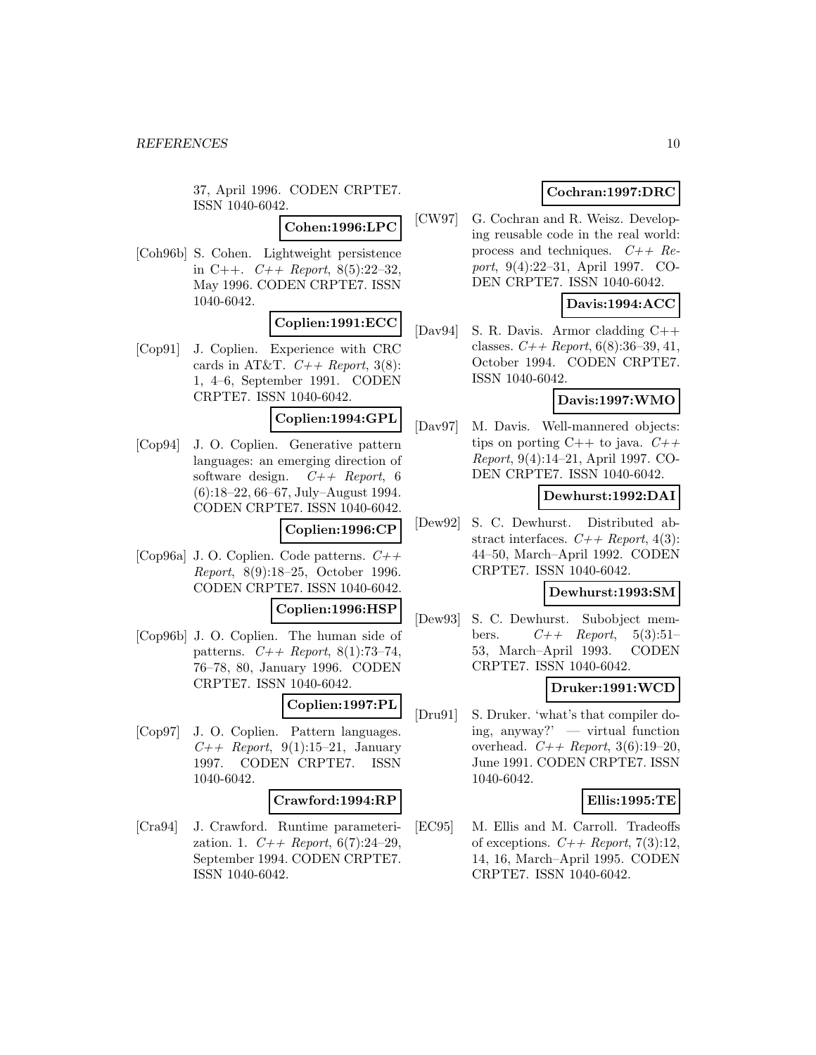37, April 1996. CODEN CRPTE7. ISSN 1040-6042.

**Cohen:1996:LPC**

[Coh96b] S. Cohen. Lightweight persistence in C++. *C++ Report*, 8(5):22–32, May 1996. CODEN CRPTE7. ISSN 1040-6042.

**Coplien:1991:ECC**

[Cop91] J. Coplien. Experience with CRC cards in AT&T. *C++ Report*, 3(8): 1, 4–6, September 1991. CODEN CRPTE7. ISSN 1040-6042.

**Coplien:1994:GPL**

[Cop94] J. O. Coplien. Generative pattern languages: an emerging direction of software design. *C++ Report*, 6 (6):18–22, 66–67, July–August 1994. CODEN CRPTE7. ISSN 1040-6042.

**Coplien:1996:CP**

[Cop96a] J. O. Coplien. Code patterns. *C++ Report*, 8(9):18–25, October 1996. CODEN CRPTE7. ISSN 1040-6042.

**Coplien:1996:HSP**

[Cop96b] J. O. Coplien. The human side of patterns. *C++ Report*, 8(1):73–74, 76–78, 80, January 1996. CODEN CRPTE7. ISSN 1040-6042.

**Coplien:1997:PL**

[Cop97] J. O. Coplien. Pattern languages. *C++ Report*, 9(1):15–21, January 1997. CODEN CRPTE7. ISSN 1040-6042.

**Crawford:1994:RP**

[Cra94] J. Crawford. Runtime parameterization. 1. *C++ Report*, 6(7):24–29, September 1994. CODEN CRPTE7. ISSN 1040-6042.

**Cochran:1997:DRC**

[CW97] G. Cochran and R. Weisz. Developing reusable code in the real world: process and techniques. *C++ Report*, 9(4):22–31, April 1997. CODEN CRPTE7. ISSN 1040-6042.

**Davis:1994:ACC**

[Dav94] S. R. Davis. Armor cladding C++ classes. *C++ Report*, 6(8):36–39, 41, October 1994. CODEN CRPTE7. ISSN 1040-6042.

**Davis:1997:WMO**

[Dav97] M. Davis. Well-mannered objects: tips on porting C++ to java. *C++ Report*, 9(4):14–21, April 1997. CODEN CRPTE7. ISSN 1040-6042.

**Dewhurst:1992:DAI**

[Dew92] S. C. Dewhurst. Distributed abstract interfaces. *C++ Report*, 4(3): 44–50, March–April 1992. CODEN CRPTE7. ISSN 1040-6042.

**Dewhurst:1993:SM**

[Dew93] S. C. Dewhurst. Subobject members. *C++ Report*, 5(3):51–53, March–April 1993. CODEN CRPTE7. ISSN 1040-6042.

**Druker:1991:WCD**

[Dru91] S. Druker. 'what's that compiler doing, anyway?' — virtual function overhead. *C++ Report*, 3(6):19–20, June 1991. CODEN CRPTE7. ISSN 1040-6042.

**Ellis:1995:TE**

[EC95] M. Ellis and M. Carroll. Tradeoffs of exceptions. *C++ Report*, 7(3):12, 14, 16, March–April 1995. CODEN CRPTE7. ISSN 1040-6042.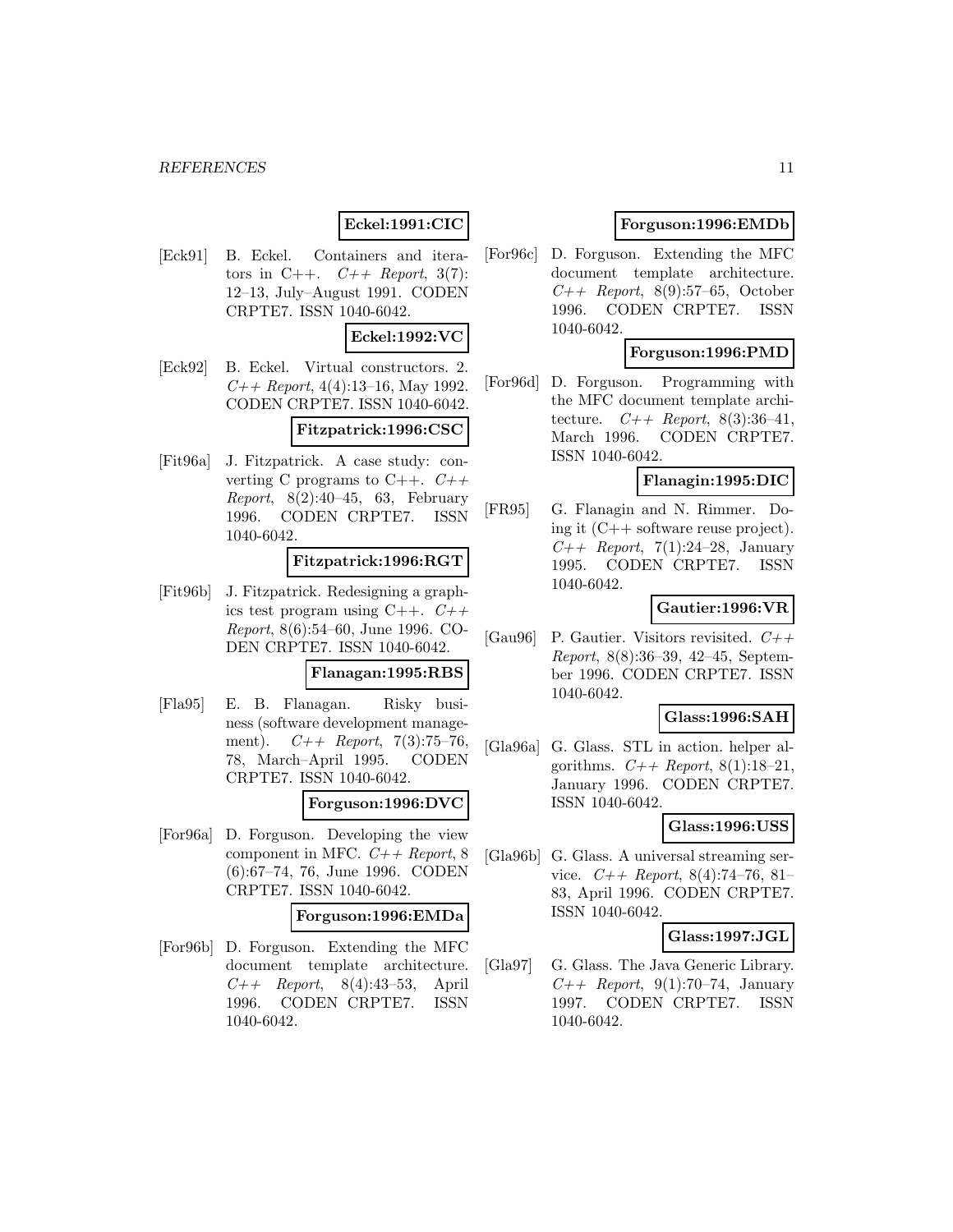**Eckel:1991:CIC**

[Eck91] B. Eckel. Containers and iterators in C++. *C++ Report*, 3(7): 12–13, July–August 1991. CODEN CRPTE7. ISSN 1040-6042.

**Eckel:1992:VC**

[Eck92] B. Eckel. Virtual constructors. 2. *C++ Report*, 4(4):13–16, May 1992. CODEN CRPTE7. ISSN 1040-6042.

**Fitzpatrick:1996:CSC**

[Fit96a] J. Fitzpatrick. A case study: converting C programs to C++. *C++ Report*, 8(2):40–45, 63, February 1996. CODEN CRPTE7. ISSN 1040-6042.

**Fitzpatrick:1996:RGT**

[Fit96b] J. Fitzpatrick. Redesigning a graphics test program using C++. *C++ Report*, 8(6):54–60, June 1996. CODEN CRPTE7. ISSN 1040-6042.

**Flanagan:1995:RBS**

[Fla95] E. B. Flanagan. Risky business (software development management). *C++ Report*, 7(3):75–76, 78, March–April 1995. CODEN CRPTE7. ISSN 1040-6042.

**Forguson:1996:DVC**

[For96a] D. Forguson. Developing the view component in MFC. *C++ Report*, 8 (6):67–74, 76, June 1996. CODEN CRPTE7. ISSN 1040-6042.

**Forguson:1996:EMDa**

[For96b] D. Forguson. Extending the MFC document template architecture. *C++ Report*, 8(4):43–53, April 1996. CODEN CRPTE7. ISSN 1040-6042.

**Forguson:1996:EMDb**

[For96c] D. Forguson. Extending the MFC document template architecture. *C++ Report*, 8(9):57–65, October 1996. CODEN CRPTE7. ISSN 1040-6042.

**Forguson:1996:PMD**

[For96d] D. Forguson. Programming with the MFC document template architecture. *C++ Report*, 8(3):36–41, March 1996. CODEN CRPTE7. ISSN 1040-6042.

**Flanagin:1995:DIC**

[FR95] G. Flanagin and N. Rimmer. Doing it (C++ software reuse project). *C++ Report*, 7(1):24–28, January 1995. CODEN CRPTE7. ISSN 1040-6042.

**Gautier:1996:VR**

[Gau96] P. Gautier. Visitors revisited. *C++ Report*, 8(8):36–39, 42–45, September 1996. CODEN CRPTE7. ISSN 1040-6042.

**Glass:1996:SAH**

[Gla96a] G. Glass. STL in action. helper algorithms. *C++ Report*, 8(1):18–21, January 1996. CODEN CRPTE7. ISSN 1040-6042.

**Glass:1996:USS**

[Gla96b] G. Glass. A universal streaming service. *C++ Report*, 8(4):74–76, 81–83, April 1996. CODEN CRPTE7. ISSN 1040-6042.

**Glass:1997:JGL**

[Gla97] G. Glass. The Java Generic Library. *C++ Report*, 9(1):70–74, January 1997. CODEN CRPTE7. ISSN 1040-6042.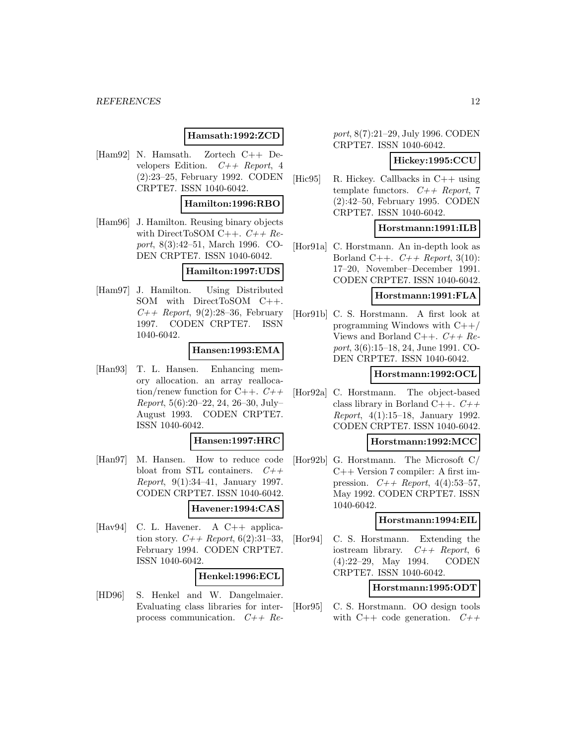**Hamsath:1992:ZCD**

[Ham92] N. Hamsath. Zortech C++ Developers Edition. *C++ Report*, 4 (2):23–25, February 1992. CODEN CRPTE7. ISSN 1040-6042.

**Hamilton:1996:RBO**

[Ham96] J. Hamilton. Reusing binary objects with DirectToSOM C++. *C++ Report*, 8(3):42–51, March 1996. CODEN CRPTE7. ISSN 1040-6042.

**Hamilton:1997:UDS**

[Ham97] J. Hamilton. Using Distributed SOM with DirectToSOM C++. *C++ Report*, 9(2):28–36, February 1997. CODEN CRPTE7. ISSN 1040-6042.

**Hansen:1993:EMA**

[Han93] T. L. Hansen. Enhancing memory allocation. an array reallocation/renew function for C++. *C++ Report*, 5(6):20–22, 24, 26–30, July–August 1993. CODEN CRPTE7. ISSN 1040-6042.

**Hansen:1997:HRC**

[Han97] M. Hansen. How to reduce code bloat from STL containers. *C++ Report*, 9(1):34–41, January 1997. CODEN CRPTE7. ISSN 1040-6042.

**Havener:1994:CAS**

[Hav94] C. L. Havener. A C++ application story. *C++ Report*, 6(2):31–33, February 1994. CODEN CRPTE7. ISSN 1040-6042.

**Henkel:1996:ECL**

[HD96] S. Henkel and W. Dangelmaier. Evaluating class libraries for interprocess communication. *C++ Report*, 8(7):21–29, July 1996. CODEN CRPTE7. ISSN 1040-6042.

**Hickey:1995:CCU**

[Hic95] R. Hickey. Callbacks in C++ using template functors. *C++ Report*, 7 (2):42–50, February 1995. CODEN CRPTE7. ISSN 1040-6042.

**Horstmann:1991:ILB**

[Hor91a] C. Horstmann. An in-depth look as Borland C++. *C++ Report*, 3(10): 17–20, November–December 1991. CODEN CRPTE7. ISSN 1040-6042.

**Horstmann:1991:FLA**

[Hor91b] C. S. Horstmann. A first look at programming Windows with C++/Views and Borland C++. *C++ Report*, 3(6):15–18, 24, June 1991. CODEN CRPTE7. ISSN 1040-6042.

**Horstmann:1992:OCL**

[Hor92a] C. Horstmann. The object-based class library in Borland C++. *C++ Report*, 4(1):15–18, January 1992. CODEN CRPTE7. ISSN 1040-6042.

**Horstmann:1992:MCC**

[Hor92b] G. Horstmann. The Microsoft C/C++ Version 7 compiler: A first impression. *C++ Report*, 4(4):53–57, May 1992. CODEN CRPTE7. ISSN 1040-6042.

**Horstmann:1994:EIL**

[Hor94] C. S. Horstmann. Extending the iostream library. *C++ Report*, 6 (4):22–29, May 1994. CODEN CRPTE7. ISSN 1040-6042.

**Horstmann:1995:ODT**

[Hor95] C. S. Horstmann. OO design tools with C++ code generation. *C++*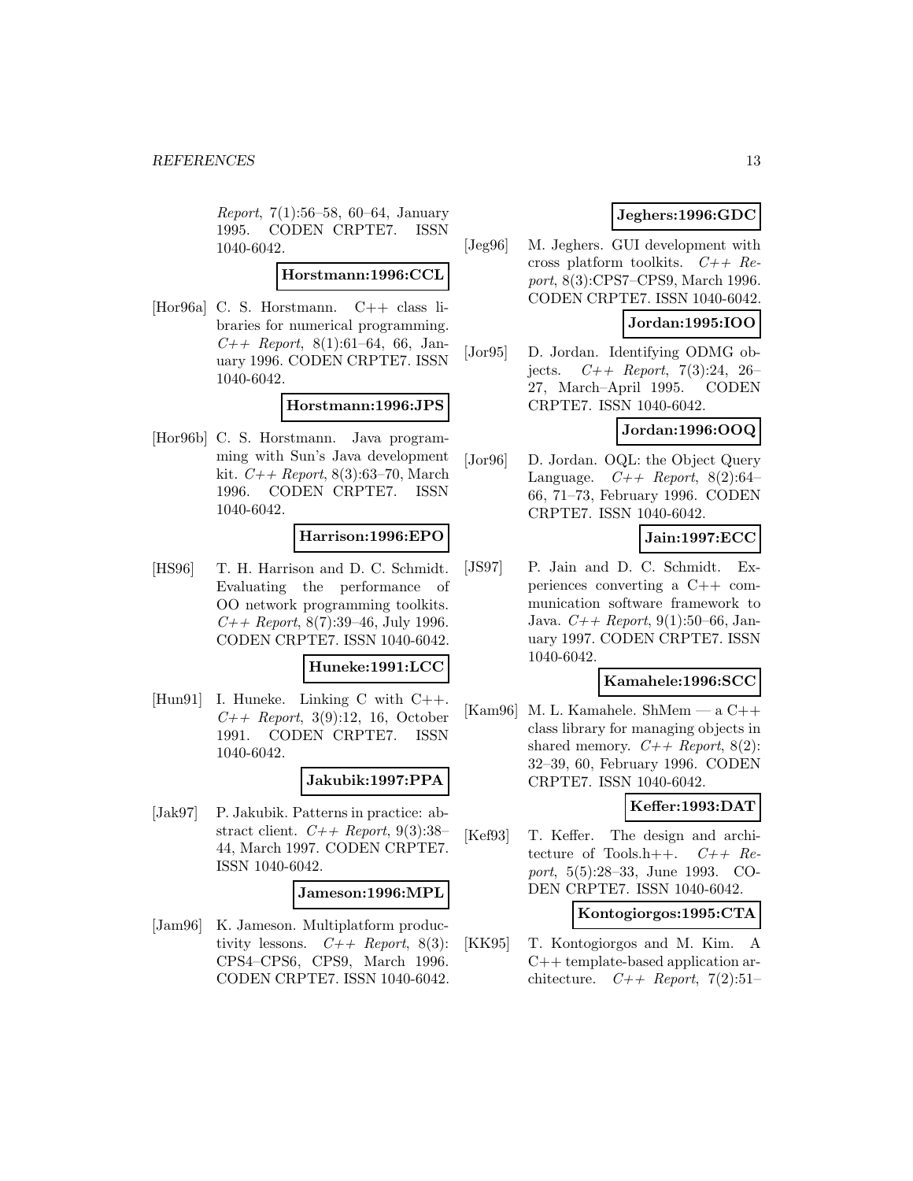*Report*, 7(1):56–58, 60–64, January 1995. CODEN CRPTE7. ISSN 1040-6042.

**Horstmann:1996:CCL**

[Hor96a] C. S. Horstmann. C++ class libraries for numerical programming. *C++ Report*, 8(1):61–64, 66, January 1996. CODEN CRPTE7. ISSN 1040-6042.

**Horstmann:1996:JPS**

[Hor96b] C. S. Horstmann. Java programming with Sun's Java development kit. *C++ Report*, 8(3):63–70, March 1996. CODEN CRPTE7. ISSN 1040-6042.

**Harrison:1996:EPO**

[HS96] T. H. Harrison and D. C. Schmidt. Evaluating the performance of OO network programming toolkits. *C++ Report*, 8(7):39–46, July 1996. CODEN CRPTE7. ISSN 1040-6042.

**Huneke:1991:LCC**

[Hun91] I. Huneke. Linking C with C++. *C++ Report*, 3(9):12, 16, October 1991. CODEN CRPTE7. ISSN 1040-6042.

**Jakubik:1997:PPA**

[Jak97] P. Jakubik. Patterns in practice: abstract client. *C++ Report*, 9(3):38–44, March 1997. CODEN CRPTE7. ISSN 1040-6042.

**Jameson:1996:MPL**

[Jam96] K. Jameson. Multiplatform productivity lessons. *C++ Report*, 8(3): CPS4–CPS6, CPS9, March 1996. CODEN CRPTE7. ISSN 1040-6042.

**Jeghers:1996:GDC**

[Jeg96] M. Jeghers. GUI development with cross platform toolkits. *C++ Report*, 8(3):CPS7–CPS9, March 1996. CODEN CRPTE7. ISSN 1040-6042.

**Jordan:1995:IOO**

[Jor95] D. Jordan. Identifying ODMG objects. *C++ Report*, 7(3):24, 26–27, March–April 1995. CODEN CRPTE7. ISSN 1040-6042.

**Jordan:1996:OOQ**

[Jor96] D. Jordan. OQL: the Object Query Language. *C++ Report*, 8(2):64–66, 71–73, February 1996. CODEN CRPTE7. ISSN 1040-6042.

**Jain:1997:ECC**

[JS97] P. Jain and D. C. Schmidt. Experiences converting a C++ communication software framework to Java. *C++ Report*, 9(1):50–66, January 1997. CODEN CRPTE7. ISSN 1040-6042.

**Kamahele:1996:SCC**

[Kam96] M. L. Kamahele. ShMem — a C++ class library for managing objects in shared memory. *C++ Report*, 8(2): 32–39, 60, February 1996. CODEN CRPTE7. ISSN 1040-6042.

**Keffer:1993:DAT**

[Kef93] T. Keffer. The design and architecture of Tools.h++. *C++ Report*, 5(5):28–33, June 1993. CODEN CRPTE7. ISSN 1040-6042.

**Kontogiorgos:1995:CTA**

[KK95] T. Kontogiorgos and M. Kim. A C++ template-based application architecture. *C++ Report*, 7(2):51–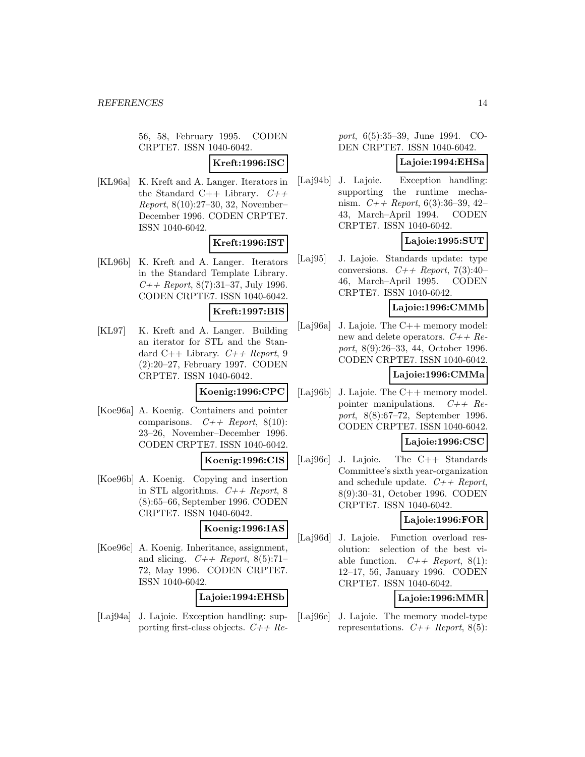56, 58, February 1995. CODEN CRPTE7. ISSN 1040-6042.

**Kreft:1996:ISC**

[KL96a] K. Kreft and A. Langer. Iterators in the Standard C++ Library. *C++ Report*, 8(10):27–30, 32, November–December 1996. CODEN CRPTE7. ISSN 1040-6042.

**Kreft:1996:IST**

[KL96b] K. Kreft and A. Langer. Iterators in the Standard Template Library. *C++ Report*, 8(7):31–37, July 1996. CODEN CRPTE7. ISSN 1040-6042.

**Kreft:1997:BIS**

[KL97] K. Kreft and A. Langer. Building an iterator for STL and the Standard C++ Library. *C++ Report*, 9 (2):20–27, February 1997. CODEN CRPTE7. ISSN 1040-6042.

**Koenig:1996:CPC**

[Koe96a] A. Koenig. Containers and pointer comparisons. *C++ Report*, 8(10): 23–26, November–December 1996. CODEN CRPTE7. ISSN 1040-6042.

**Koenig:1996:CIS**

[Koe96b] A. Koenig. Copying and insertion in STL algorithms. *C++ Report*, 8 (8):65–66, September 1996. CODEN CRPTE7. ISSN 1040-6042.

**Koenig:1996:IAS**

[Koe96c] A. Koenig. Inheritance, assignment, and slicing. *C++ Report*, 8(5):71–72, May 1996. CODEN CRPTE7. ISSN 1040-6042.

**Lajoie:1994:EHSb**

[Laj94a] J. Lajoie. Exception handling: supporting first-class objects. *C++ Report*, 6(5):35–39, June 1994. CODEN CRPTE7. ISSN 1040-6042.

**Lajoie:1994:EHSa**

[Laj94b] J. Lajoie. Exception handling: supporting the runtime mechanism. *C++ Report*, 6(3):36–39, 42–43, March–April 1994. CODEN CRPTE7. ISSN 1040-6042.

**Lajoie:1995:SUT**

[Laj95] J. Lajoie. Standards update: type conversions. *C++ Report*, 7(3):40–46, March–April 1995. CODEN CRPTE7. ISSN 1040-6042.

**Lajoie:1996:CMMb**

[Laj96a] J. Lajoie. The C++ memory model: new and delete operators. *C++ Report*, 8(9):26–33, 44, October 1996. CODEN CRPTE7. ISSN 1040-6042.

**Lajoie:1996:CMMa**

[Laj96b] J. Lajoie. The C++ memory model. pointer manipulations. *C++ Report*, 8(8):67–72, September 1996. CODEN CRPTE7. ISSN 1040-6042.

**Lajoie:1996:CSC**

[Laj96c] J. Lajoie. The C++ Standards Committee's sixth year-organization and schedule update. *C++ Report*, 8(9):30–31, October 1996. CODEN CRPTE7. ISSN 1040-6042.

**Lajoie:1996:FOR**

[Laj96d] J. Lajoie. Function overload resolution: selection of the best viable function. *C++ Report*, 8(1): 12–17, 56, January 1996. CODEN CRPTE7. ISSN 1040-6042.

**Lajoie:1996:MMR**

[Laj96e] J. Lajoie. The memory model-type representations. *C++ Report*, 8(5):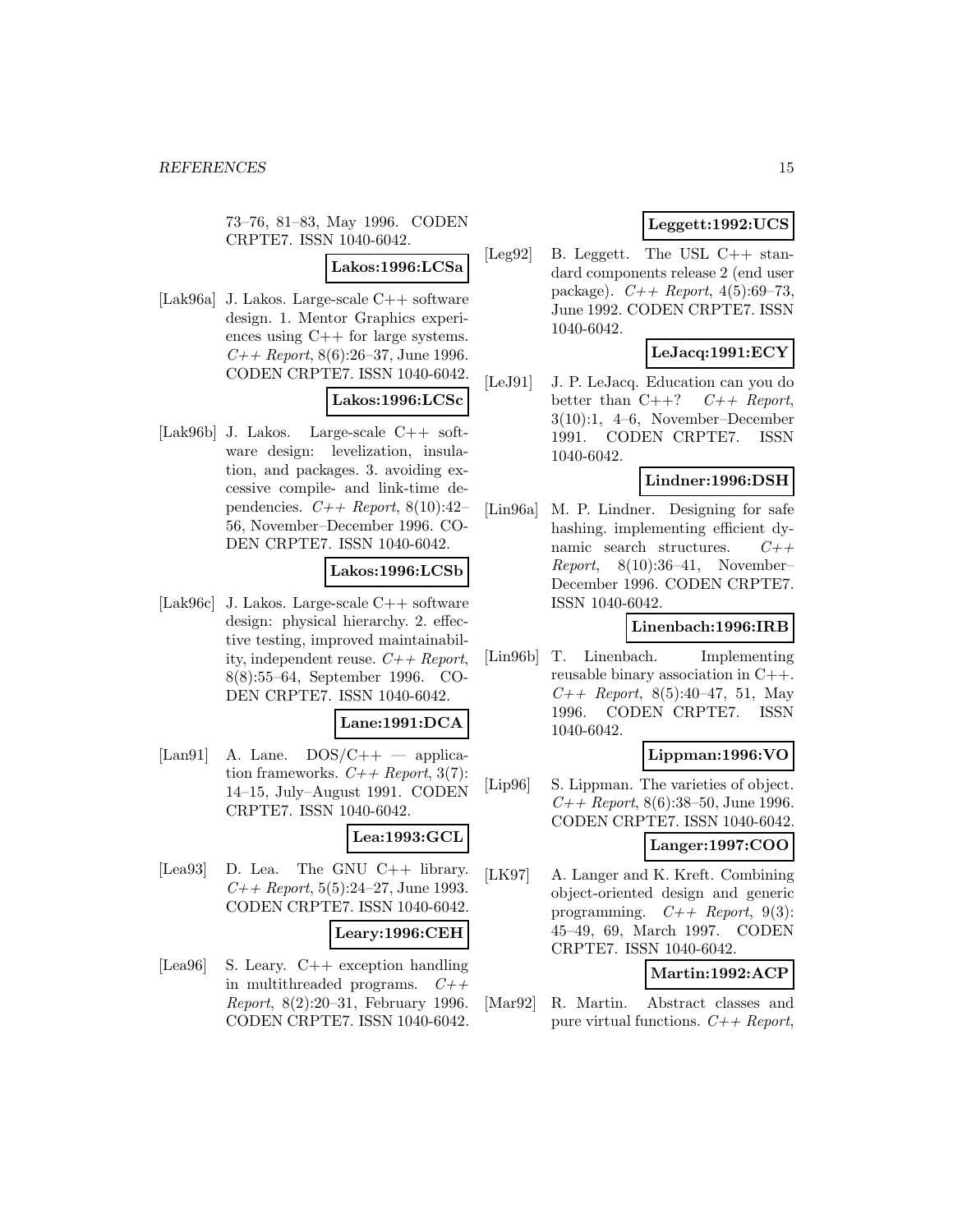73–76, 81–83, May 1996. CODEN CRPTE7. ISSN 1040-6042.

**Lakos:1996:LCSa**

[Lak96a] J. Lakos. Large-scale C++ software design. 1. Mentor Graphics experiences using C++ for large systems. *C++ Report*, 8(6):26–37, June 1996. CODEN CRPTE7. ISSN 1040-6042.

**Lakos:1996:LCSc**

[Lak96b] J. Lakos. Large-scale C++ software design: levelization, insulation, and packages. 3. avoiding excessive compile- and link-time dependencies. *C++ Report*, 8(10):42–56, November–December 1996. CODEN CRPTE7. ISSN 1040-6042.

**Lakos:1996:LCSb**

[Lak96c] J. Lakos. Large-scale C++ software design: physical hierarchy. 2. effective testing, improved maintainability, independent reuse. *C++ Report*, 8(8):55–64, September 1996. CODEN CRPTE7. ISSN 1040-6042.

**Lane:1991:DCA**

[Lan91] A. Lane. DOS/C++ — application frameworks. *C++ Report*, 3(7): 14–15, July–August 1991. CODEN CRPTE7. ISSN 1040-6042.

**Lea:1993:GCL**

[Lea93] D. Lea. The GNU C++ library. *C++ Report*, 5(5):24–27, June 1993. CODEN CRPTE7. ISSN 1040-6042.

**Leary:1996:CEH**

[Lea96] S. Leary. C++ exception handling in multithreaded programs. *C++ Report*, 8(2):20–31, February 1996. CODEN CRPTE7. ISSN 1040-6042.

**Leggett:1992:UCS**

[Leg92] B. Leggett. The USL C++ standard components release 2 (end user package). *C++ Report*, 4(5):69–73, June 1992. CODEN CRPTE7. ISSN 1040-6042.

**LeJacq:1991:ECY**

[LeJ91] J. P. LeJacq. Education can you do better than C++? *C++ Report*, 3(10):1, 4–6, November–December 1991. CODEN CRPTE7. ISSN 1040-6042.

**Lindner:1996:DSH**

[Lin96a] M. P. Lindner. Designing for safe hashing. implementing efficient dynamic search structures. *C++ Report*, 8(10):36–41, November–December 1996. CODEN CRPTE7. ISSN 1040-6042.

**Linenbach:1996:IRB**

[Lin96b] T. Linenbach. Implementing reusable binary association in C++. *C++ Report*, 8(5):40–47, 51, May 1996. CODEN CRPTE7. ISSN 1040-6042.

**Lippman:1996:VO**

[Lip96] S. Lippman. The varieties of object. *C++ Report*, 8(6):38–50, June 1996. CODEN CRPTE7. ISSN 1040-6042.

**Langer:1997:COO**

[LK97] A. Langer and K. Kreft. Combining object-oriented design and generic programming. *C++ Report*, 9(3): 45–49, 69, March 1997. CODEN CRPTE7. ISSN 1040-6042.

**Martin:1992:ACP**

[Mar92] R. Martin. Abstract classes and pure virtual functions. *C++ Report*,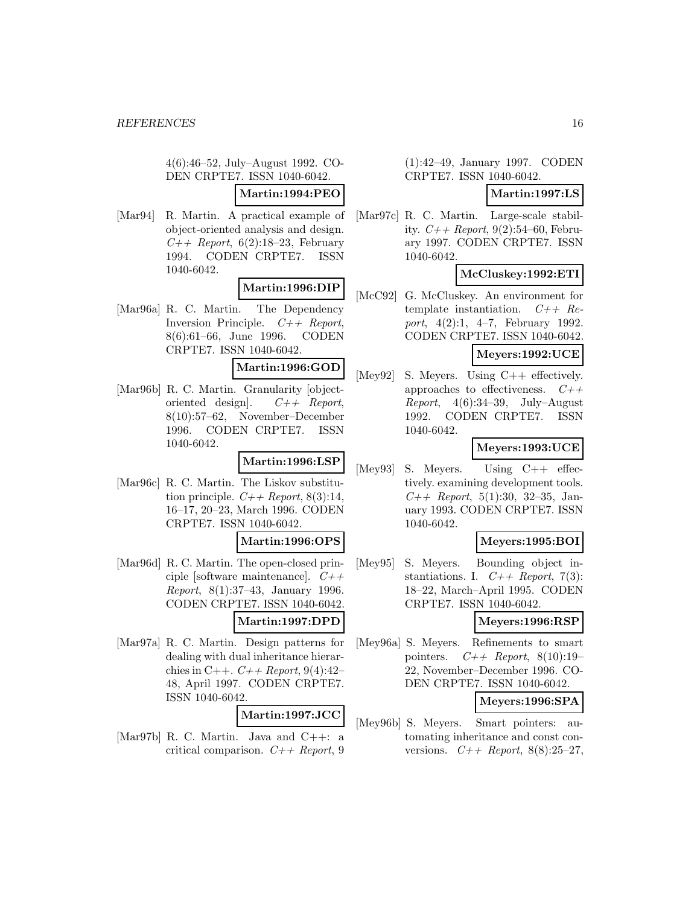4(6):46–52, July–August 1992. CODEN CRPTE7. ISSN 1040-6042.

**Martin:1994:PEO**

[Mar94] R. Martin. A practical example of object-oriented analysis and design. *C++ Report*, 6(2):18–23, February 1994. CODEN CRPTE7. ISSN 1040-6042.

**Martin:1996:DIP**

[Mar96a] R. C. Martin. The Dependency Inversion Principle. *C++ Report*, 8(6):61–66, June 1996. CODEN CRPTE7. ISSN 1040-6042.

**Martin:1996:GOD**

[Mar96b] R. C. Martin. Granularity [object-oriented design]. *C++ Report*, 8(10):57–62, November–December 1996. CODEN CRPTE7. ISSN 1040-6042.

**Martin:1996:LSP**

[Mar96c] R. C. Martin. The Liskov substitution principle. *C++ Report*, 8(3):14, 16–17, 20–23, March 1996. CODEN CRPTE7. ISSN 1040-6042.

**Martin:1996:OPS**

[Mar96d] R. C. Martin. The open-closed principle [software maintenance]. *C++ Report*, 8(1):37–43, January 1996. CODEN CRPTE7. ISSN 1040-6042.

**Martin:1997:DPD**

[Mar97a] R. C. Martin. Design patterns for dealing with dual inheritance hierarchies in C++. *C++ Report*, 9(4):42–48, April 1997. CODEN CRPTE7. ISSN 1040-6042.

**Martin:1997:JCC**

[Mar97b] R. C. Martin. Java and C++: a critical comparison. *C++ Report*, 9 (1):42–49, January 1997. CODEN CRPTE7. ISSN 1040-6042.

**Martin:1997:LS**

[Mar97c] R. C. Martin. Large-scale stability. *C++ Report*, 9(2):54–60, February 1997. CODEN CRPTE7. ISSN 1040-6042.

**McCluskey:1992:ETI**

[McC92] G. McCluskey. An environment for template instantiation. *C++ Report*, 4(2):1, 4–7, February 1992. CODEN CRPTE7. ISSN 1040-6042.

**Meyers:1992:UCE**

[Mey92] S. Meyers. Using C++ effectively. approaches to effectiveness. *C++ Report*, 4(6):34–39, July–August 1992. CODEN CRPTE7. ISSN 1040-6042.

**Meyers:1993:UCE**

[Mey93] S. Meyers. Using C++ effectively. examining development tools. *C++ Report*, 5(1):30, 32–35, January 1993. CODEN CRPTE7. ISSN 1040-6042.

**Meyers:1995:BOI**

[Mey95] S. Meyers. Bounding object instantiations. I. *C++ Report*, 7(3): 18–22, March–April 1995. CODEN CRPTE7. ISSN 1040-6042.

**Meyers:1996:RSP**

[Mey96a] S. Meyers. Refinements to smart pointers. *C++ Report*, 8(10):19–22, November–December 1996. CODEN CRPTE7. ISSN 1040-6042.

**Meyers:1996:SPA**

[Mey96b] S. Meyers. Smart pointers: automating inheritance and const conversions. *C++ Report*, 8(8):25–27,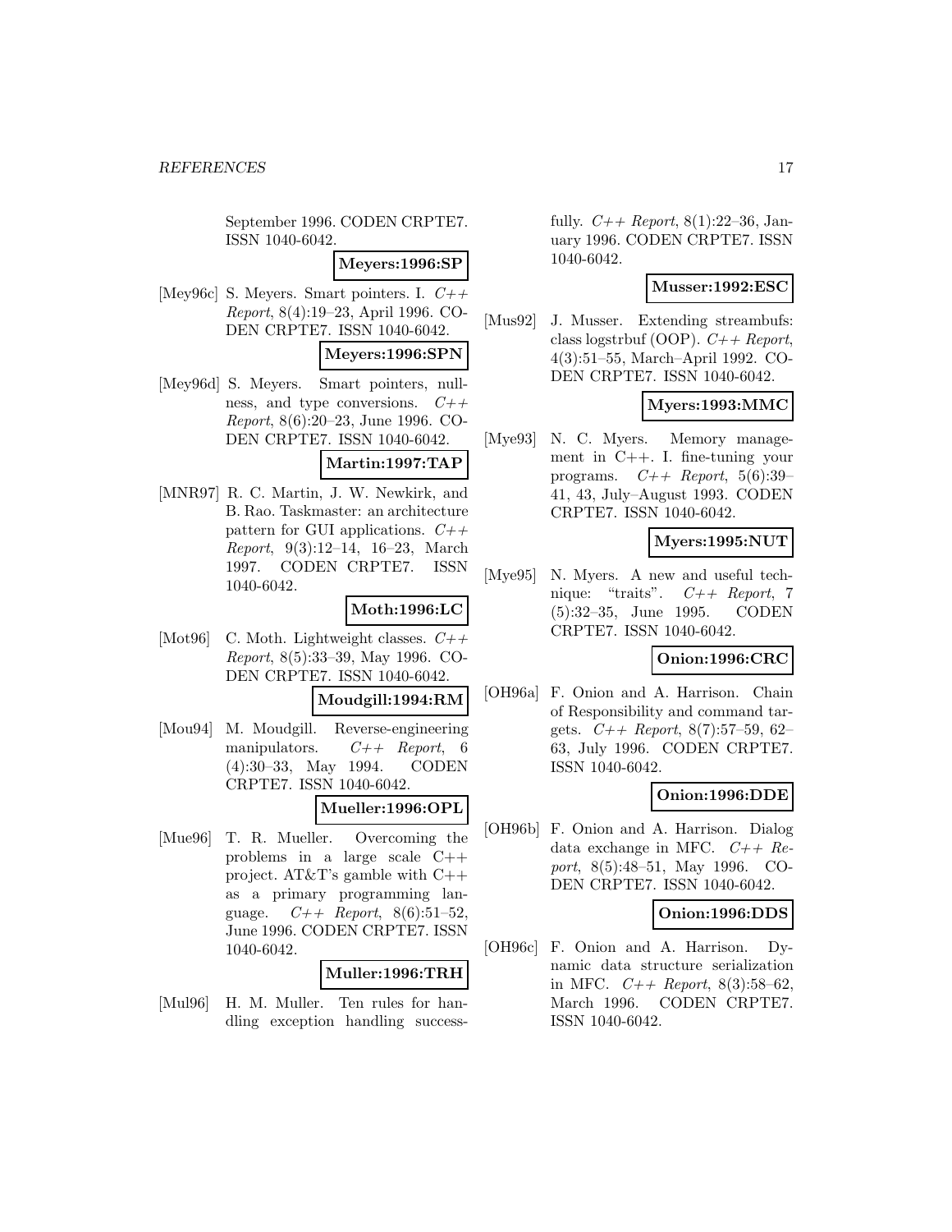September 1996. CODEN CRPTE7. ISSN 1040-6042.

**Meyers:1996:SP**

[Mey96c] S. Meyers. Smart pointers. I. *C++ Report*, 8(4):19–23, April 1996. CODEN CRPTE7. ISSN 1040-6042.

**Meyers:1996:SPN**

[Mey96d] S. Meyers. Smart pointers, nullness, and type conversions. *C++ Report*, 8(6):20–23, June 1996. CODEN CRPTE7. ISSN 1040-6042.

**Martin:1997:TAP**

[MNR97] R. C. Martin, J. W. Newkirk, and B. Rao. Taskmaster: an architecture pattern for GUI applications. *C++ Report*, 9(3):12–14, 16–23, March 1997. CODEN CRPTE7. ISSN 1040-6042.

**Moth:1996:LC**

[Mot96] C. Moth. Lightweight classes. *C++ Report*, 8(5):33–39, May 1996. CODEN CRPTE7. ISSN 1040-6042.

**Moudgill:1994:RM**

[Mou94] M. Moudgill. Reverse-engineering manipulators. *C++ Report*, 6 (4):30–33, May 1994. CODEN CRPTE7. ISSN 1040-6042.

**Mueller:1996:OPL**

[Mue96] T. R. Mueller. Overcoming the problems in a large scale C++ project. AT&T's gamble with C++ as a primary programming language. *C++ Report*, 8(6):51–52, June 1996. CODEN CRPTE7. ISSN 1040-6042.

**Muller:1996:TRH**

[Mul96] H. M. Muller. Ten rules for handling exception handling successfully. *C++ Report*, 8(1):22–36, January 1996. CODEN CRPTE7. ISSN 1040-6042.

**Musser:1992:ESC**

[Mus92] J. Musser. Extending streambufs: class logstrbuf (OOP). *C++ Report*, 4(3):51–55, March–April 1992. CODEN CRPTE7. ISSN 1040-6042.

**Myers:1993:MMC**

[Mye93] N. C. Myers. Memory management in C++. I. fine-tuning your programs. *C++ Report*, 5(6):39–41, 43, July–August 1993. CODEN CRPTE7. ISSN 1040-6042.

**Myers:1995:NUT**

[Mye95] N. Myers. A new and useful technique: "traits". *C++ Report*, 7 (5):32–35, June 1995. CODEN CRPTE7. ISSN 1040-6042.

**Onion:1996:CRC**

[OH96a] F. Onion and A. Harrison. Chain of Responsibility and command targets. *C++ Report*, 8(7):57–59, 62–63, July 1996. CODEN CRPTE7. ISSN 1040-6042.

**Onion:1996:DDE**

[OH96b] F. Onion and A. Harrison. Dialog data exchange in MFC. *C++ Report*, 8(5):48–51, May 1996. CODEN CRPTE7. ISSN 1040-6042.

**Onion:1996:DDS**

[OH96c] F. Onion and A. Harrison. Dynamic data structure serialization in MFC. *C++ Report*, 8(3):58–62, March 1996. CODEN CRPTE7. ISSN 1040-6042.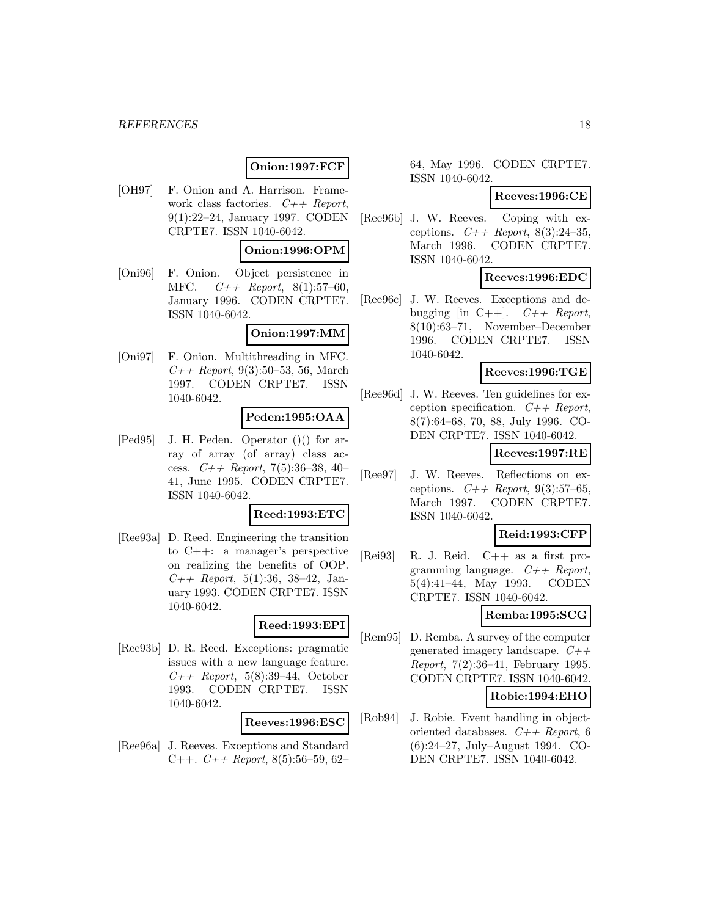**Onion:1997:FCF**

[OH97] F. Onion and A. Harrison. Framework class factories. *C++ Report*, 9(1):22–24, January 1997. CODEN CRPTE7. ISSN 1040-6042.

**Onion:1996:OPM**

[Oni96] F. Onion. Object persistence in MFC. *C++ Report*, 8(1):57–60, January 1996. CODEN CRPTE7. ISSN 1040-6042.

**Onion:1997:MM**

[Oni97] F. Onion. Multithreading in MFC. *C++ Report*, 9(3):50–53, 56, March 1997. CODEN CRPTE7. ISSN 1040-6042.

**Peden:1995:OAA**

[Ped95] J. H. Peden. Operator ()() for array of array (of array) class access. *C++ Report*, 7(5):36–38, 40–41, June 1995. CODEN CRPTE7. ISSN 1040-6042.

**Reed:1993:ETC**

[Ree93a] D. Reed. Engineering the transition to C++: a manager's perspective on realizing the benefits of OOP. *C++ Report*, 5(1):36, 38–42, January 1993. CODEN CRPTE7. ISSN 1040-6042.

**Reed:1993:EPI**

[Ree93b] D. R. Reed. Exceptions: pragmatic issues with a new language feature. *C++ Report*, 5(8):39–44, October 1993. CODEN CRPTE7. ISSN 1040-6042.

**Reeves:1996:ESC**

[Ree96a] J. Reeves. Exceptions and Standard C++. *C++ Report*, 8(5):56–59, 62–64, May 1996. CODEN CRPTE7. ISSN 1040-6042.

**Reeves:1996:CE**

[Ree96b] J. W. Reeves. Coping with exceptions. *C++ Report*, 8(3):24–35, March 1996. CODEN CRPTE7. ISSN 1040-6042.

**Reeves:1996:EDC**

[Ree96c] J. W. Reeves. Exceptions and debugging [in C++]. *C++ Report*, 8(10):63–71, November–December 1996. CODEN CRPTE7. ISSN 1040-6042.

**Reeves:1996:TGE**

[Ree96d] J. W. Reeves. Ten guidelines for exception specification. *C++ Report*, 8(7):64–68, 70, 88, July 1996. CODEN CRPTE7. ISSN 1040-6042.

**Reeves:1997:RE**

[Ree97] J. W. Reeves. Reflections on exceptions. *C++ Report*, 9(3):57–65, March 1997. CODEN CRPTE7. ISSN 1040-6042.

**Reid:1993:CFP**

[Rei93] R. J. Reid. C++ as a first programming language. *C++ Report*, 5(4):41–44, May 1993. CODEN CRPTE7. ISSN 1040-6042.

**Remba:1995:SCG**

[Rem95] D. Remba. A survey of the computer generated imagery landscape. *C++ Report*, 7(2):36–41, February 1995. CODEN CRPTE7. ISSN 1040-6042.

**Robie:1994:EHO**

[Rob94] J. Robie. Event handling in object-oriented databases. *C++ Report*, 6 (6):24–27, July–August 1994. CODEN CRPTE7. ISSN 1040-6042.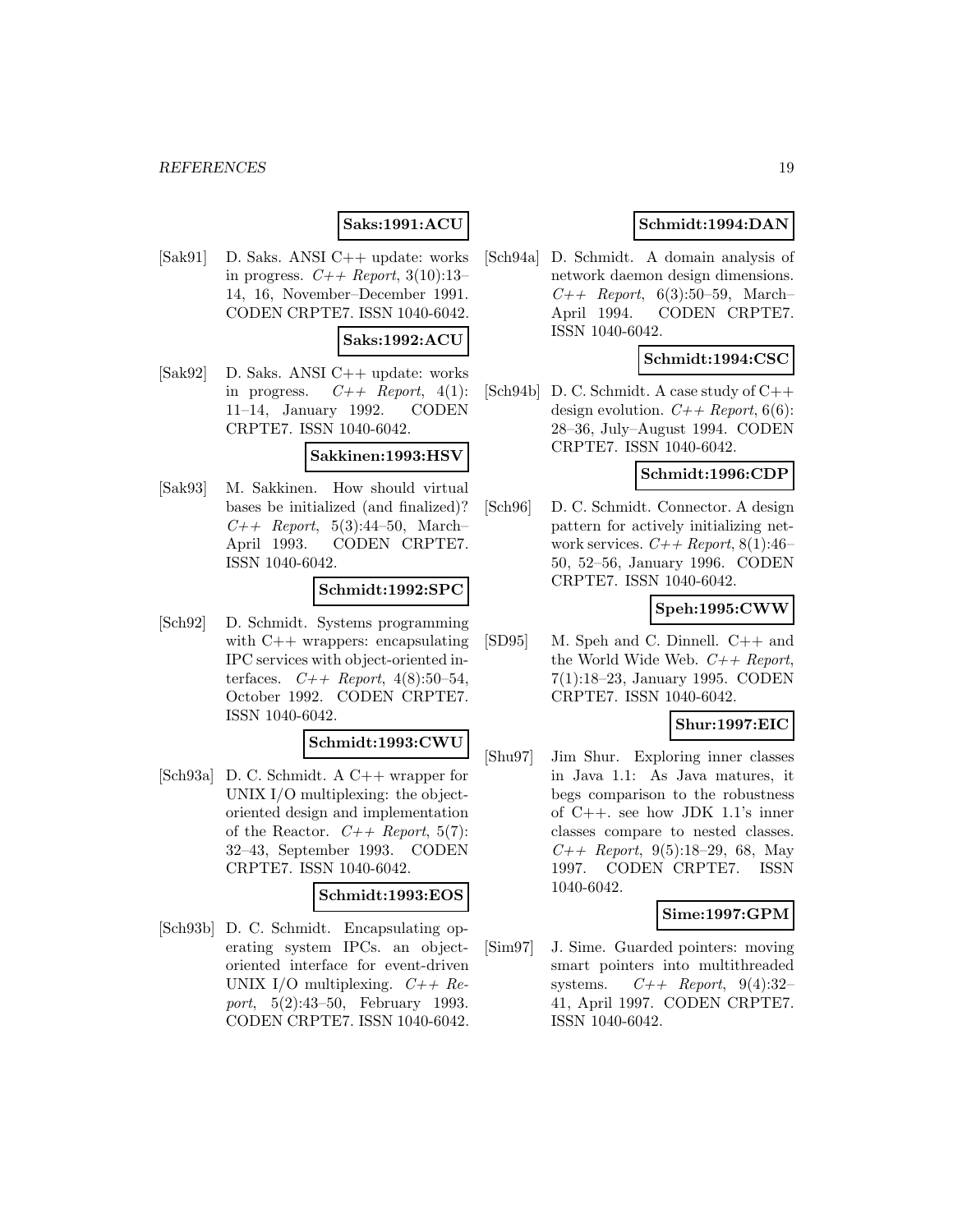**Saks:1991:ACU**

[Sak91] D. Saks. ANSI C++ update: works in progress. *C++ Report*, 3(10):13–14, 16, November–December 1991. CODEN CRPTE7. ISSN 1040-6042.

**Saks:1992:ACU**

[Sak92] D. Saks. ANSI C++ update: works in progress. *C++ Report*, 4(1): 11–14, January 1992. CODEN CRPTE7. ISSN 1040-6042.

**Sakkinen:1993:HSV**

[Sak93] M. Sakkinen. How should virtual bases be initialized (and finalized)? *C++ Report*, 5(3):44–50, March–April 1993. CODEN CRPTE7. ISSN 1040-6042.

**Schmidt:1992:SPC**

[Sch92] D. Schmidt. Systems programming with C++ wrappers: encapsulating IPC services with object-oriented interfaces. *C++ Report*, 4(8):50–54, October 1992. CODEN CRPTE7. ISSN 1040-6042.

**Schmidt:1993:CWU**

[Sch93a] D. C. Schmidt. A C++ wrapper for UNIX I/O multiplexing: the object-oriented design and implementation of the Reactor. *C++ Report*, 5(7): 32–43, September 1993. CODEN CRPTE7. ISSN 1040-6042.

**Schmidt:1993:EOS**

[Sch93b] D. C. Schmidt. Encapsulating operating system IPCs. an object-oriented interface for event-driven UNIX I/O multiplexing. *C++ Report*, 5(2):43–50, February 1993. CODEN CRPTE7. ISSN 1040-6042.

**Schmidt:1994:DAN**

[Sch94a] D. Schmidt. A domain analysis of network daemon design dimensions. *C++ Report*, 6(3):50–59, March–April 1994. CODEN CRPTE7. ISSN 1040-6042.

**Schmidt:1994:CSC**

[Sch94b] D. C. Schmidt. A case study of C++ design evolution. *C++ Report*, 6(6): 28–36, July–August 1994. CODEN CRPTE7. ISSN 1040-6042.

**Schmidt:1996:CDP**

[Sch96] D. C. Schmidt. Connector. A design pattern for actively initializing network services. *C++ Report*, 8(1):46–50, 52–56, January 1996. CODEN CRPTE7. ISSN 1040-6042.

**Speh:1995:CWW**

[SD95] M. Speh and C. Dinnell. C++ and the World Wide Web. *C++ Report*, 7(1):18–23, January 1995. CODEN CRPTE7. ISSN 1040-6042.

**Shur:1997:EIC**

[Shu97] Jim Shur. Exploring inner classes in Java 1.1: As Java matures, it begs comparison to the robustness of C++. see how JDK 1.1's inner classes compare to nested classes. *C++ Report*, 9(5):18–29, 68, May 1997. CODEN CRPTE7. ISSN 1040-6042.

**Sime:1997:GPM**

[Sim97] J. Sime. Guarded pointers: moving smart pointers into multithreaded systems. *C++ Report*, 9(4):32–41, April 1997. CODEN CRPTE7. ISSN 1040-6042.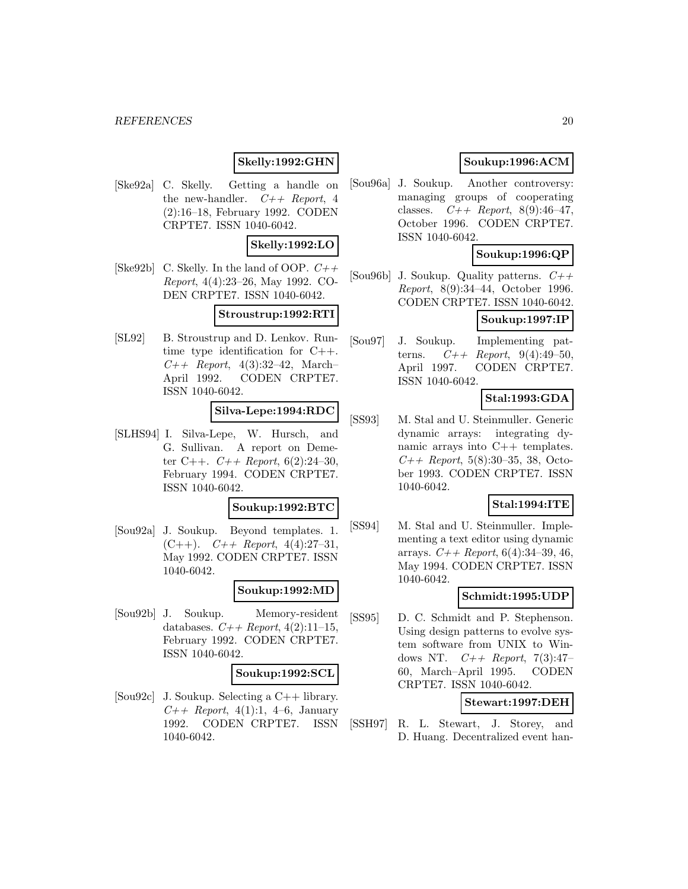**Skelly:1992:GHN**

[Ske92a] C. Skelly. Getting a handle on the new-handler. *C++ Report*, 4 (2):16–18, February 1992. CODEN CRPTE7. ISSN 1040-6042.

**Skelly:1992:LO**

[Ske92b] C. Skelly. In the land of OOP. *C++ Report*, 4(4):23–26, May 1992. CODEN CRPTE7. ISSN 1040-6042.

**Stroustrup:1992:RTI**

[SL92] B. Stroustrup and D. Lenkov. Run-time type identification for C++. *C++ Report*, 4(3):32–42, March–April 1992. CODEN CRPTE7. ISSN 1040-6042.

**Silva-Lepe:1994:RDC**

[SLHS94] I. Silva-Lepe, W. Hursch, and G. Sullivan. A report on Demeter C++. *C++ Report*, 6(2):24–30, February 1994. CODEN CRPTE7. ISSN 1040-6042.

**Soukup:1992:BTC**

[Sou92a] J. Soukup. Beyond templates. 1. (C++). *C++ Report*, 4(4):27–31, May 1992. CODEN CRPTE7. ISSN 1040-6042.

**Soukup:1992:MD**

[Sou92b] J. Soukup. Memory-resident databases. *C++ Report*, 4(2):11–15, February 1992. CODEN CRPTE7. ISSN 1040-6042.

**Soukup:1992:SCL**

[Sou92c] J. Soukup. Selecting a C++ library. *C++ Report*, 4(1):1, 4–6, January 1992. CODEN CRPTE7. ISSN 1040-6042.

**Soukup:1996:ACM**

[Sou96a] J. Soukup. Another controversy: managing groups of cooperating classes. *C++ Report*, 8(9):46–47, October 1996. CODEN CRPTE7. ISSN 1040-6042.

**Soukup:1996:QP**

[Sou96b] J. Soukup. Quality patterns. *C++ Report*, 8(9):34–44, October 1996. CODEN CRPTE7. ISSN 1040-6042.

**Soukup:1997:IP**

[Sou97] J. Soukup. Implementing patterns. *C++ Report*, 9(4):49–50, April 1997. CODEN CRPTE7. ISSN 1040-6042.

**Stal:1993:GDA**

[SS93] M. Stal and U. Steinmuller. Generic dynamic arrays: integrating dynamic arrays into C++ templates. *C++ Report*, 5(8):30–35, 38, October 1993. CODEN CRPTE7. ISSN 1040-6042.

**Stal:1994:ITE**

[SS94] M. Stal and U. Steinmuller. Implementing a text editor using dynamic arrays. *C++ Report*, 6(4):34–39, 46, May 1994. CODEN CRPTE7. ISSN 1040-6042.

**Schmidt:1995:UDP**

[SS95] D. C. Schmidt and P. Stephenson. Using design patterns to evolve system software from UNIX to Windows NT. *C++ Report*, 7(3):47–60, March–April 1995. CODEN CRPTE7. ISSN 1040-6042.

**Stewart:1997:DEH**

[SSH97] R. L. Stewart, J. Storey, and D. Huang. Decentralized event han-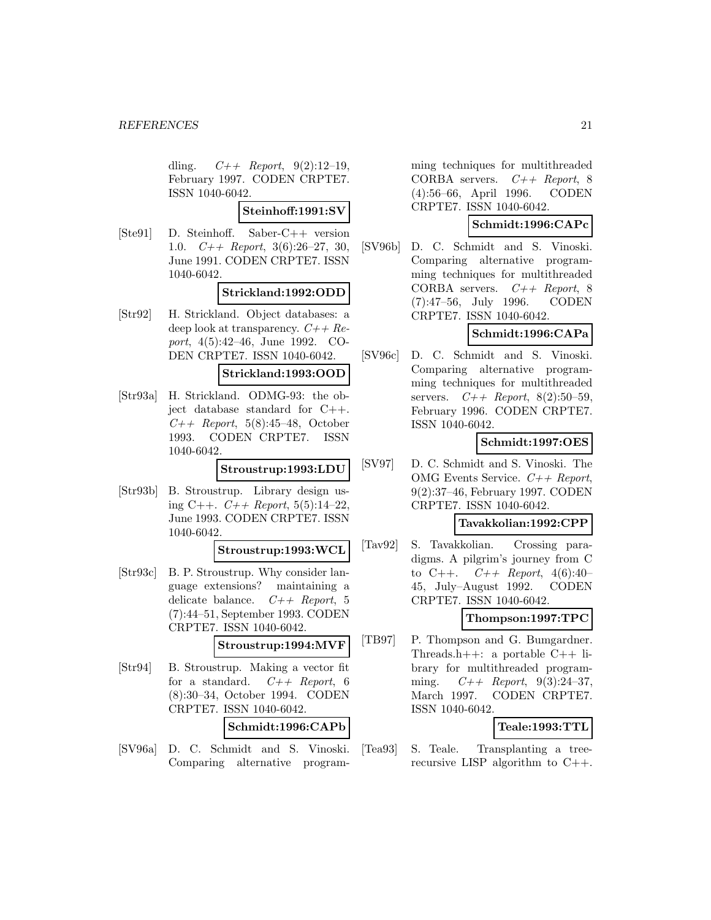dling. *C++ Report*, 9(2):12–19, February 1997. CODEN CRPTE7. ISSN 1040-6042.

**Steinhoff:1991:SV**

[Ste91] D. Steinhoff. Saber-C++ version 1.0. *C++ Report*, 3(6):26–27, 30, June 1991. CODEN CRPTE7. ISSN 1040-6042.

**Strickland:1992:ODD**

[Str92] H. Strickland. Object databases: a deep look at transparency. *C++ Report*, 4(5):42–46, June 1992. CODEN CRPTE7. ISSN 1040-6042.

**Strickland:1993:OOD**

[Str93a] H. Strickland. ODMG-93: the object database standard for C++. *C++ Report*, 5(8):45–48, October 1993. CODEN CRPTE7. ISSN 1040-6042.

**Stroustrup:1993:LDU**

[Str93b] B. Stroustrup. Library design using C++. *C++ Report*, 5(5):14–22, June 1993. CODEN CRPTE7. ISSN 1040-6042.

**Stroustrup:1993:WCL**

[Str93c] B. P. Stroustrup. Why consider language extensions? maintaining a delicate balance. *C++ Report*, 5 (7):44–51, September 1993. CODEN CRPTE7. ISSN 1040-6042.

**Stroustrup:1994:MVF**

[Str94] B. Stroustrup. Making a vector fit for a standard. *C++ Report*, 6 (8):30–34, October 1994. CODEN CRPTE7. ISSN 1040-6042.

**Schmidt:1996:CAPb**

[SV96a] D. C. Schmidt and S. Vinoski. Comparing alternative programming techniques for multithreaded CORBA servers. *C++ Report*, 8 (4):56–66, April 1996. CODEN CRPTE7. ISSN 1040-6042.

**Schmidt:1996:CAPc**

[SV96b] D. C. Schmidt and S. Vinoski. Comparing alternative programming techniques for multithreaded CORBA servers. *C++ Report*, 8 (7):47–56, July 1996. CODEN CRPTE7. ISSN 1040-6042.

**Schmidt:1996:CAPa**

[SV96c] D. C. Schmidt and S. Vinoski. Comparing alternative programming techniques for multithreaded servers. *C++ Report*, 8(2):50–59, February 1996. CODEN CRPTE7. ISSN 1040-6042.

**Schmidt:1997:OES**

[SV97] D. C. Schmidt and S. Vinoski. The OMG Events Service. *C++ Report*, 9(2):37–46, February 1997. CODEN CRPTE7. ISSN 1040-6042.

**Tavakkolian:1992:CPP**

[Tav92] S. Tavakkolian. Crossing paradigms. A pilgrim's journey from C to C++. *C++ Report*, 4(6):40–45, July–August 1992. CODEN CRPTE7. ISSN 1040-6042.

**Thompson:1997:TPC**

[TB97] P. Thompson and G. Bumgardner. Threads.h++: a portable C++ library for multithreaded programming. *C++ Report*, 9(3):24–37, March 1997. CODEN CRPTE7. ISSN 1040-6042.

**Teale:1993:TTL**

[Tea93] S. Teale. Transplanting a treerecursive LISP algorithm to C++.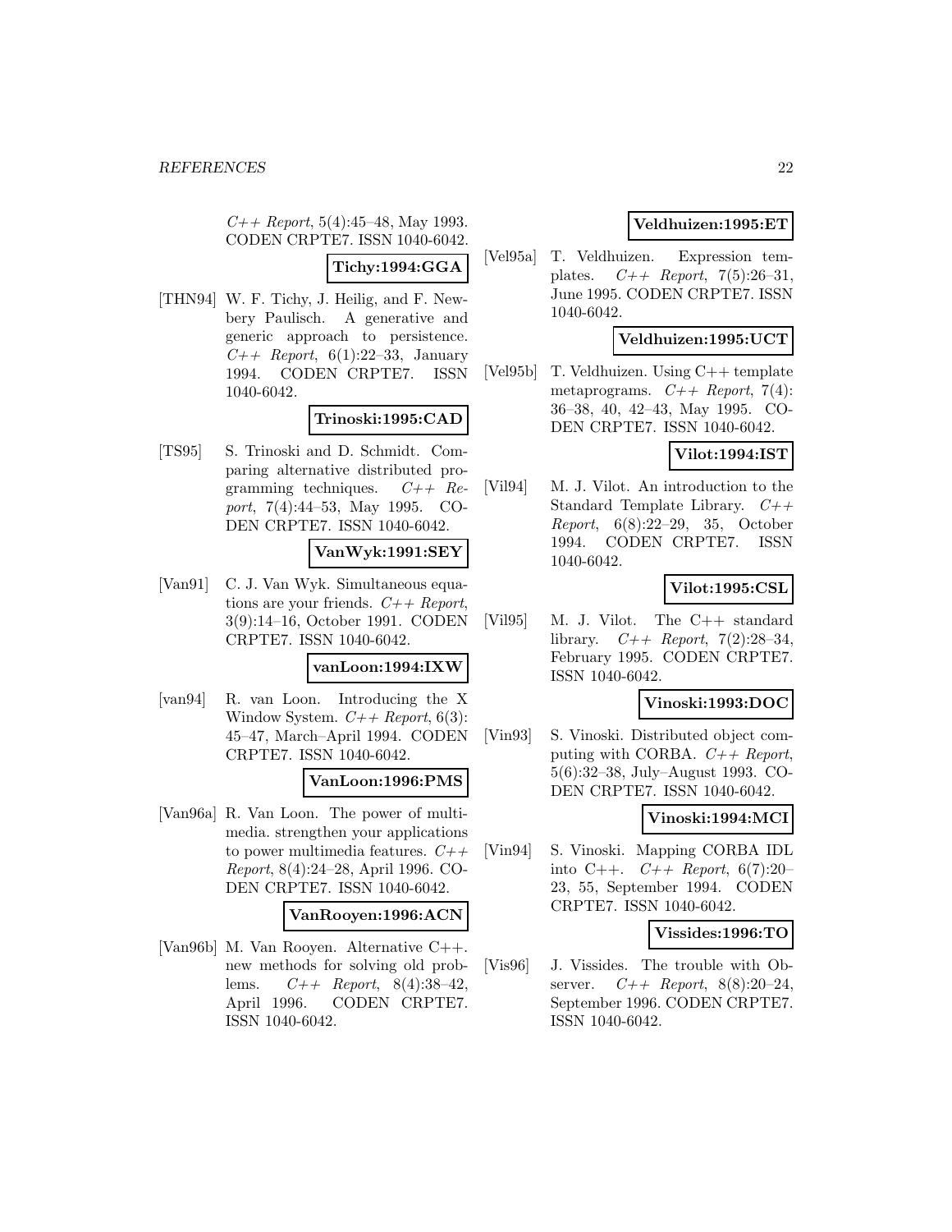*C++ Report*, 5(4):45–48, May 1993. CODEN CRPTE7. ISSN 1040-6042.

**Tichy:1994:GGA**

[THN94] W. F. Tichy, J. Heilig, and F. Newbery Paulisch. A generative and generic approach to persistence. *C++ Report*, 6(1):22–33, January 1994. CODEN CRPTE7. ISSN 1040-6042.

**Trinoski:1995:CAD**

[TS95] S. Trinoski and D. Schmidt. Comparing alternative distributed programming techniques. *C++ Report*, 7(4):44–53, May 1995. CODEN CRPTE7. ISSN 1040-6042.

**VanWyk:1991:SEY**

[Van91] C. J. Van Wyk. Simultaneous equations are your friends. *C++ Report*, 3(9):14–16, October 1991. CODEN CRPTE7. ISSN 1040-6042.

**vanLoon:1994:IXW**

[van94] R. van Loon. Introducing the X Window System. *C++ Report*, 6(3): 45–47, March–April 1994. CODEN CRPTE7. ISSN 1040-6042.

**VanLoon:1996:PMS**

[Van96a] R. Van Loon. The power of multimedia. strengthen your applications to power multimedia features. *C++ Report*, 8(4):24–28, April 1996. CODEN CRPTE7. ISSN 1040-6042.

**VanRooyen:1996:ACN**

[Van96b] M. Van Rooyen. Alternative C++. new methods for solving old problems. *C++ Report*, 8(4):38–42, April 1996. CODEN CRPTE7. ISSN 1040-6042.

**Veldhuizen:1995:ET**

[Vel95a] T. Veldhuizen. Expression templates. *C++ Report*, 7(5):26–31, June 1995. CODEN CRPTE7. ISSN 1040-6042.

**Veldhuizen:1995:UCT**

[Vel95b] T. Veldhuizen. Using C++ template metaprograms. *C++ Report*, 7(4): 36–38, 40, 42–43, May 1995. CODEN CRPTE7. ISSN 1040-6042.

**Vilot:1994:IST**

[Vil94] M. J. Vilot. An introduction to the Standard Template Library. *C++ Report*, 6(8):22–29, 35, October 1994. CODEN CRPTE7. ISSN 1040-6042.

**Vilot:1995:CSL**

[Vil95] M. J. Vilot. The C++ standard library. *C++ Report*, 7(2):28–34, February 1995. CODEN CRPTE7. ISSN 1040-6042.

**Vinoski:1993:DOC**

[Vin93] S. Vinoski. Distributed object computing with CORBA. *C++ Report*, 5(6):32–38, July–August 1993. CODEN CRPTE7. ISSN 1040-6042.

**Vinoski:1994:MCI**

[Vin94] S. Vinoski. Mapping CORBA IDL into C++. *C++ Report*, 6(7):20–23, 55, September 1994. CODEN CRPTE7. ISSN 1040-6042.

**Vissides:1996:TO**

[Vis96] J. Vissides. The trouble with Observer. *C++ Report*, 8(8):20–24, September 1996. CODEN CRPTE7. ISSN 1040-6042.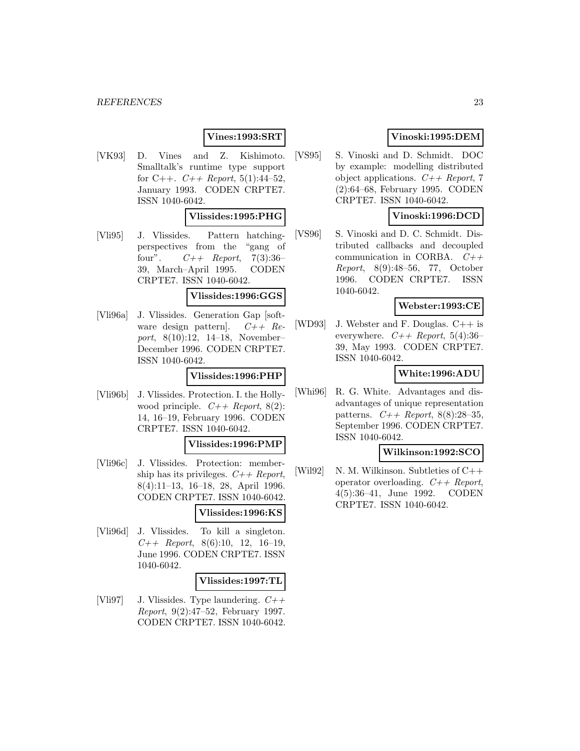**Vines:1993:SRT**

[VK93] D. Vines and Z. Kishimoto. Smalltalk's runtime type support for C++. *C++ Report*, 5(1):44–52, January 1993. CODEN CRPTE7. ISSN 1040-6042.

**Vlissides:1995:PHG**

[Vli95] J. Vlissides. Pattern hatching-perspectives from the "gang of four". *C++ Report*, 7(3):36–39, March–April 1995. CODEN CRPTE7. ISSN 1040-6042.

**Vlissides:1996:GGS**

[Vli96a] J. Vlissides. Generation Gap [software design pattern]. *C++ Report*, 8(10):12, 14–18, November–December 1996. CODEN CRPTE7. ISSN 1040-6042.

**Vlissides:1996:PHP**

[Vli96b] J. Vlissides. Protection. I. the Hollywood principle. *C++ Report*, 8(2): 14, 16–19, February 1996. CODEN CRPTE7. ISSN 1040-6042.

**Vlissides:1996:PMP**

[Vli96c] J. Vlissides. Protection: membership has its privileges. *C++ Report*, 8(4):11–13, 16–18, 28, April 1996. CODEN CRPTE7. ISSN 1040-6042.

**Vlissides:1996:KS**

[Vli96d] J. Vlissides. To kill a singleton. *C++ Report*, 8(6):10, 12, 16–19, June 1996. CODEN CRPTE7. ISSN 1040-6042.

**Vlissides:1997:TL**

[Vli97] J. Vlissides. Type laundering. *C++ Report*, 9(2):47–52, February 1997. CODEN CRPTE7. ISSN 1040-6042.

**Vinoski:1995:DEM**

[VS95] S. Vinoski and D. Schmidt. DOC by example: modelling distributed object applications. *C++ Report*, 7 (2):64–68, February 1995. CODEN CRPTE7. ISSN 1040-6042.

**Vinoski:1996:DCD**

[VS96] S. Vinoski and D. C. Schmidt. Distributed callbacks and decoupled communication in CORBA. *C++ Report*, 8(9):48–56, 77, October 1996. CODEN CRPTE7. ISSN 1040-6042.

**Webster:1993:CE**

[WD93] J. Webster and F. Douglas. C++ is everywhere. *C++ Report*, 5(4):36–39, May 1993. CODEN CRPTE7. ISSN 1040-6042.

**White:1996:ADU**

[Whi96] R. G. White. Advantages and disadvantages of unique representation patterns. *C++ Report*, 8(8):28–35, September 1996. CODEN CRPTE7. ISSN 1040-6042.

**Wilkinson:1992:SCO**

[Wil92] N. M. Wilkinson. Subtleties of C++ operator overloading. *C++ Report*, 4(5):36–41, June 1992. CODEN CRPTE7. ISSN 1040-6042.